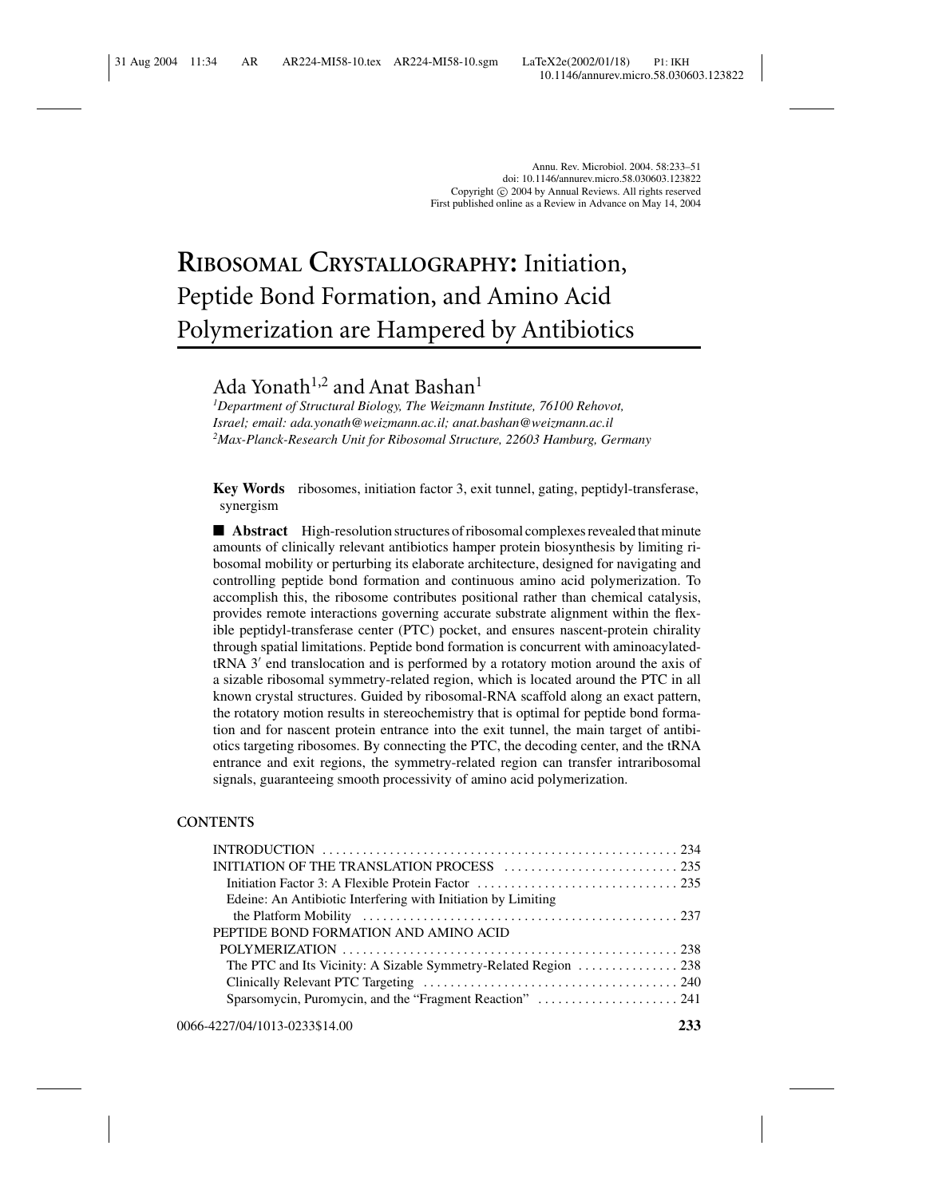# RIBOSOMAL CRYSTALLOGRAPHY: Initiation, Peptide Bond Formation, and Amino Acid Polymerization are Hampered by Antibiotics

Ada Yonath[1,2] and Anat Bashan[1]

[1]*Department of Structural Biology, The Weizmann Institute, 76100 Rehovot, Israel; email: ada.yonath@weizmann.ac.il; anat.bashan@weizmann.ac.il*
[2]*Max-Planck-Research Unit for Ribosomal Structure, 22603 Hamburg, Germany*

**Key Words** ribosomes, initiation factor 3, exit tunnel, gating, peptidyl-transferase, synergism

■ **Abstract** High-resolution structures of ribosomal complexes revealed that minute amounts of clinically relevant antibiotics hamper protein biosynthesis by limiting ribosomal mobility or perturbing its elaborate architecture, designed for navigating and controlling peptide bond formation and continuous amino acid polymerization. To accomplish this, the ribosome contributes positional rather than chemical catalysis, provides remote interactions governing accurate substrate alignment within the flexible peptidyl-transferase center (PTC) pocket, and ensures nascent-protein chirality through spatial limitations. Peptide bond formation is concurrent with aminoacylated-tRNA 3′ end translocation and is performed by a rotatory motion around the axis of a sizable ribosomal symmetry-related region, which is located around the PTC in all known crystal structures. Guided by ribosomal-RNA scaffold along an exact pattern, the rotatory motion results in stereochemistry that is optimal for peptide bond formation and for nascent protein entrance into the exit tunnel, the main target of antibiotics targeting ribosomes. By connecting the PTC, the decoding center, and the tRNA entrance and exit regions, the symmetry-related region can transfer intraribosomal signals, guaranteeing smooth processivity of amino acid polymerization.

**CONTENTS**

INTRODUCTION .......... 234
INITIATION OF THE TRANSLATION PROCESS .......... 235
- Initiation Factor 3: A Flexible Protein Factor .......... 235
- Edeine: An Antibiotic Interfering with Initiation by Limiting the Platform Mobility .......... 237

PEPTIDE BOND FORMATION AND AMINO ACID POLYMERIZATION .......... 238
- The PTC and Its Vicinity: A Sizable Symmetry-Related Region .......... 238
- Clinically Relevant PTC Targeting .......... 240
- Sparsomycin, Puromycin, and the "Fragment Reaction" .......... 241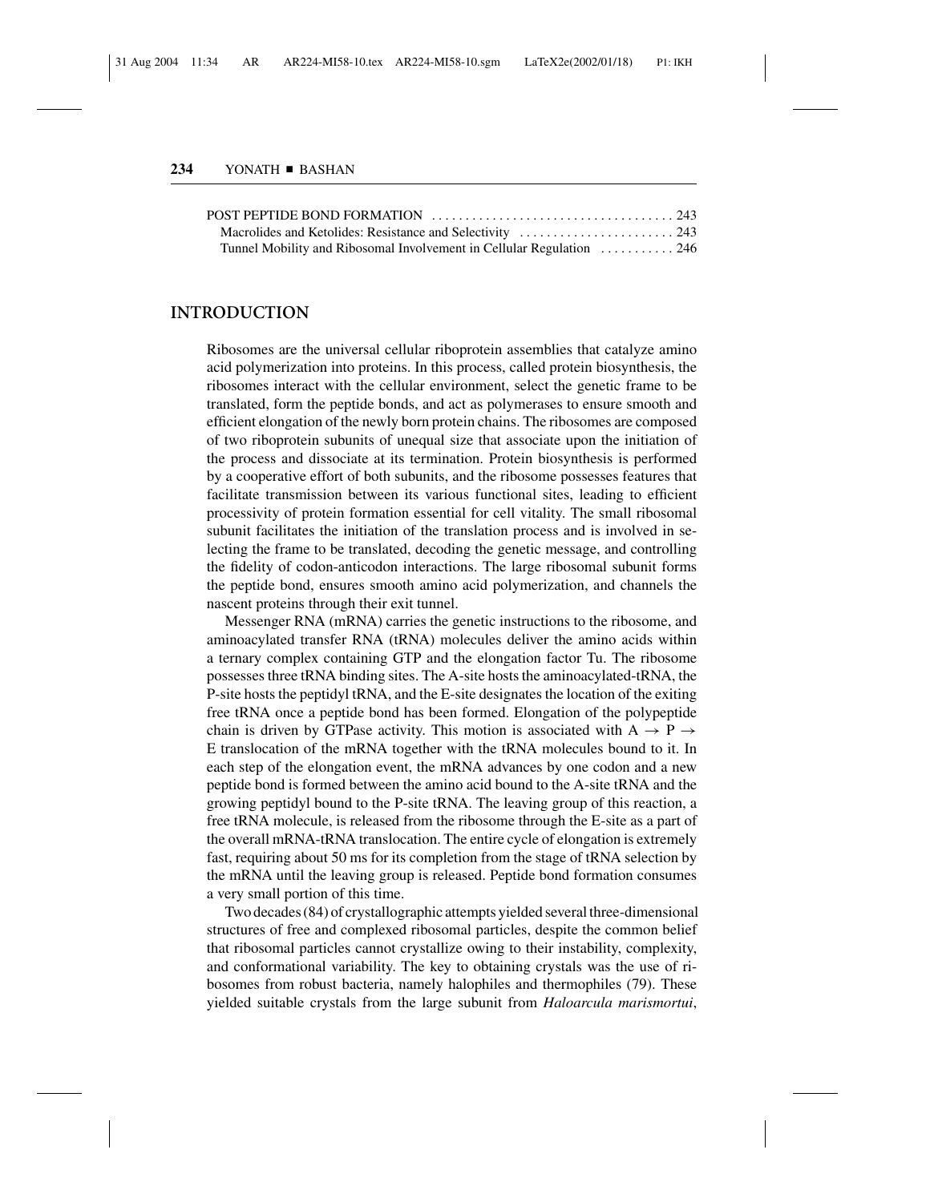POST PEPTIDE BOND FORMATION . . . . . . . . . . . . . . . . . . . . . . . . . . . . . . . . . . . . 243
Macrolides and Ketolides: Resistance and Selectivity . . . . . . . . . . . . . . . . . . . . . . . 243
Tunnel Mobility and Ribosomal Involvement in Cellular Regulation . . . . . . . . . . . 246

## INTRODUCTION

Ribosomes are the universal cellular riboprotein assemblies that catalyze amino acid polymerization into proteins. In this process, called protein biosynthesis, the ribosomes interact with the cellular environment, select the genetic frame to be translated, form the peptide bonds, and act as polymerases to ensure smooth and efficient elongation of the newly born protein chains. The ribosomes are composed of two riboprotein subunits of unequal size that associate upon the initiation of the process and dissociate at its termination. Protein biosynthesis is performed by a cooperative effort of both subunits, and the ribosome possesses features that facilitate transmission between its various functional sites, leading to efficient processivity of protein formation essential for cell vitality. The small ribosomal subunit facilitates the initiation of the translation process and is involved in selecting the frame to be translated, decoding the genetic message, and controlling the fidelity of codon-anticodon interactions. The large ribosomal subunit forms the peptide bond, ensures smooth amino acid polymerization, and channels the nascent proteins through their exit tunnel.

Messenger RNA (mRNA) carries the genetic instructions to the ribosome, and aminoacylated transfer RNA (tRNA) molecules deliver the amino acids within a ternary complex containing GTP and the elongation factor Tu. The ribosome possesses three tRNA binding sites. The A-site hosts the aminoacylated-tRNA, the P-site hosts the peptidyl tRNA, and the E-site designates the location of the exiting free tRNA once a peptide bond has been formed. Elongation of the polypeptide chain is driven by GTPase activity. This motion is associated with A $\rightarrow$ P $\rightarrow$ E translocation of the mRNA together with the tRNA molecules bound to it. In each step of the elongation event, the mRNA advances by one codon and a new peptide bond is formed between the amino acid bound to the A-site tRNA and the growing peptidyl bound to the P-site tRNA. The leaving group of this reaction, a free tRNA molecule, is released from the ribosome through the E-site as a part of the overall mRNA-tRNA translocation. The entire cycle of elongation is extremely fast, requiring about 50 ms for its completion from the stage of tRNA selection by the mRNA until the leaving group is released. Peptide bond formation consumes a very small portion of this time.

Two decades (84) of crystallographic attempts yielded several three-dimensional structures of free and complexed ribosomal particles, despite the common belief that ribosomal particles cannot crystallize owing to their instability, complexity, and conformational variability. The key to obtaining crystals was the use of ribosomes from robust bacteria, namely halophiles and thermophiles (79). These yielded suitable crystals from the large subunit from *Haloarcula marismortui*,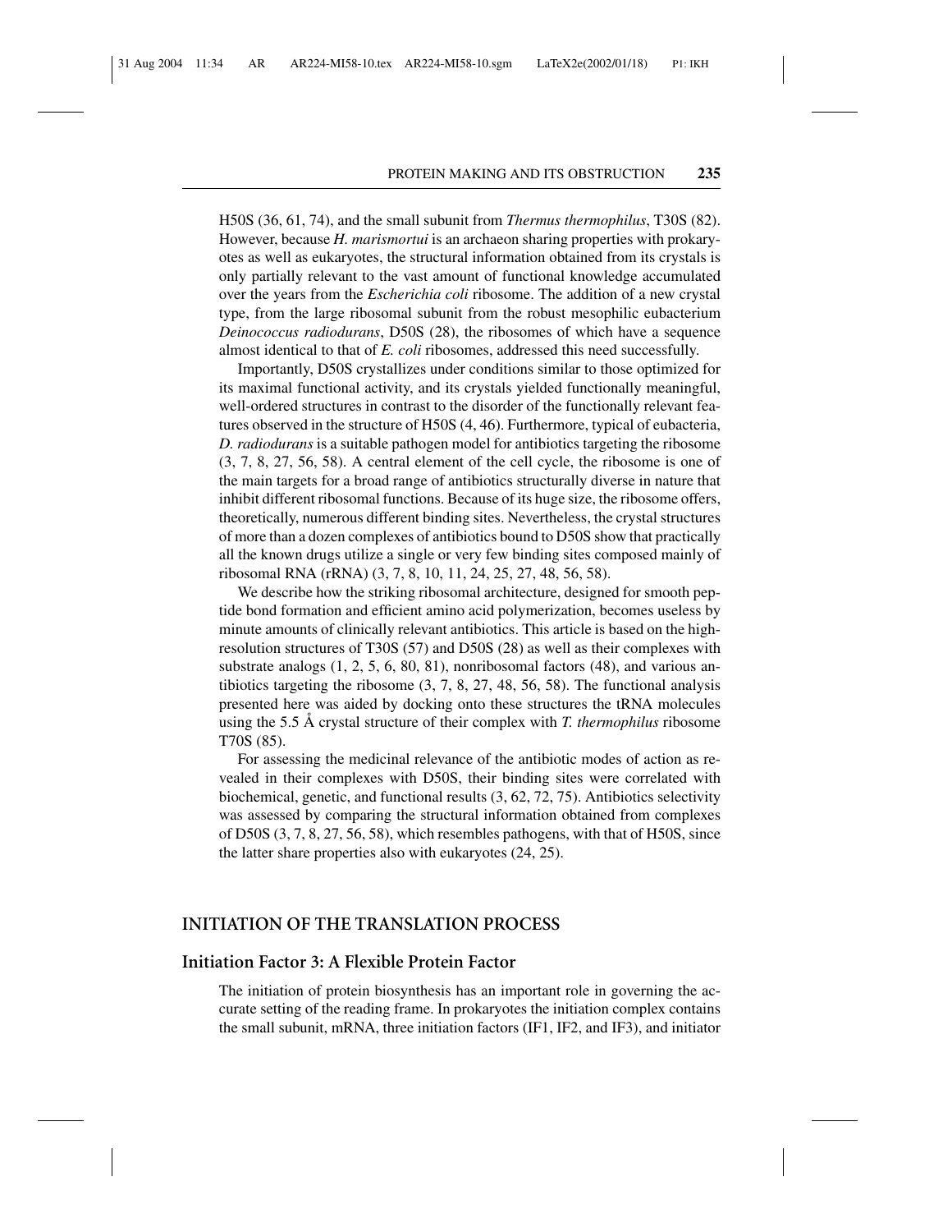H50S (36, 61, 74), and the small subunit from *Thermus thermophilus*, T30S (82). However, because *H. marismortui* is an archaeon sharing properties with prokaryotes as well as eukaryotes, the structural information obtained from its crystals is only partially relevant to the vast amount of functional knowledge accumulated over the years from the *Escherichia coli* ribosome. The addition of a new crystal type, from the large ribosomal subunit from the robust mesophilic eubacterium *Deinococcus radiodurans*, D50S (28), the ribosomes of which have a sequence almost identical to that of *E. coli* ribosomes, addressed this need successfully.

Importantly, D50S crystallizes under conditions similar to those optimized for its maximal functional activity, and its crystals yielded functionally meaningful, well-ordered structures in contrast to the disorder of the functionally relevant features observed in the structure of H50S (4, 46). Furthermore, typical of eubacteria, *D. radiodurans* is a suitable pathogen model for antibiotics targeting the ribosome (3, 7, 8, 27, 56, 58). A central element of the cell cycle, the ribosome is one of the main targets for a broad range of antibiotics structurally diverse in nature that inhibit different ribosomal functions. Because of its huge size, the ribosome offers, theoretically, numerous different binding sites. Nevertheless, the crystal structures of more than a dozen complexes of antibiotics bound to D50S show that practically all the known drugs utilize a single or very few binding sites composed mainly of ribosomal RNA (rRNA) (3, 7, 8, 10, 11, 24, 25, 27, 48, 56, 58).

We describe how the striking ribosomal architecture, designed for smooth peptide bond formation and efficient amino acid polymerization, becomes useless by minute amounts of clinically relevant antibiotics. This article is based on the high-resolution structures of T30S (57) and D50S (28) as well as their complexes with substrate analogs (1, 2, 5, 6, 80, 81), nonribosomal factors (48), and various antibiotics targeting the ribosome (3, 7, 8, 27, 48, 56, 58). The functional analysis presented here was aided by docking onto these structures the tRNA molecules using the 5.5 Å crystal structure of their complex with *T. thermophilus* ribosome T70S (85).

For assessing the medicinal relevance of the antibiotic modes of action as revealed in their complexes with D50S, their binding sites were correlated with biochemical, genetic, and functional results (3, 62, 72, 75). Antibiotics selectivity was assessed by comparing the structural information obtained from complexes of D50S (3, 7, 8, 27, 56, 58), which resembles pathogens, with that of H50S, since the latter share properties also with eukaryotes (24, 25).

## INITIATION OF THE TRANSLATION PROCESS

### Initiation Factor 3: A Flexible Protein Factor

The initiation of protein biosynthesis has an important role in governing the accurate setting of the reading frame. In prokaryotes the initiation complex contains the small subunit, mRNA, three initiation factors (IF1, IF2, and IF3), and initiator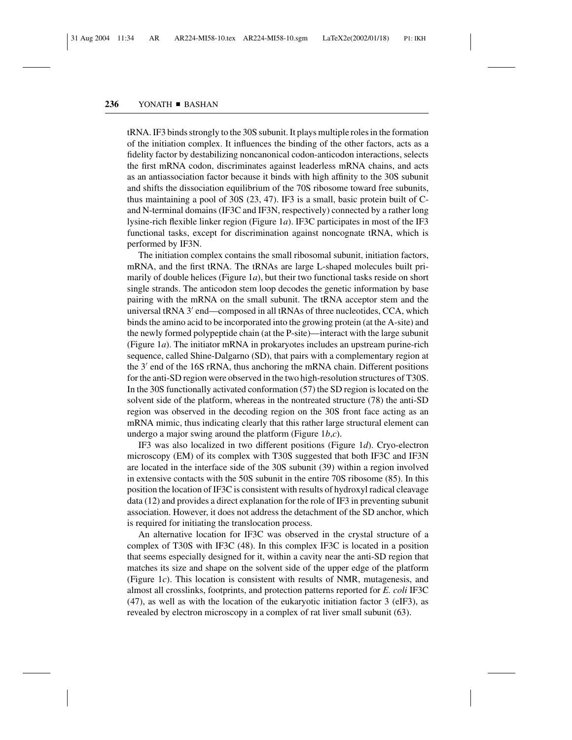tRNA. IF3 binds strongly to the 30S subunit. It plays multiple roles in the formation of the initiation complex. It influences the binding of the other factors, acts as a fidelity factor by destabilizing noncanonical codon-anticodon interactions, selects the first mRNA codon, discriminates against leaderless mRNA chains, and acts as an antiassociation factor because it binds with high affinity to the 30S subunit and shifts the dissociation equilibrium of the 70S ribosome toward free subunits, thus maintaining a pool of 30S (23, 47). IF3 is a small, basic protein built of C- and N-terminal domains (IF3C and IF3N, respectively) connected by a rather long lysine-rich flexible linker region (Figure 1*a*). IF3C participates in most of the IF3 functional tasks, except for discrimination against noncognate tRNA, which is performed by IF3N.

The initiation complex contains the small ribosomal subunit, initiation factors, mRNA, and the first tRNA. The tRNAs are large L-shaped molecules built primarily of double helices (Figure 1*a*), but their two functional tasks reside on short single strands. The anticodon stem loop decodes the genetic information by base pairing with the mRNA on the small subunit. The tRNA acceptor stem and the universal tRNA 3′ end—composed in all tRNAs of three nucleotides, CCA, which binds the amino acid to be incorporated into the growing protein (at the A-site) and the newly formed polypeptide chain (at the P-site)—interact with the large subunit (Figure 1*a*). The initiator mRNA in prokaryotes includes an upstream purine-rich sequence, called Shine-Dalgarno (SD), that pairs with a complementary region at the 3′ end of the 16S rRNA, thus anchoring the mRNA chain. Different positions for the anti-SD region were observed in the two high-resolution structures of T30S. In the 30S functionally activated conformation (57) the SD region is located on the solvent side of the platform, whereas in the nontreated structure (78) the anti-SD region was observed in the decoding region on the 30S front face acting as an mRNA mimic, thus indicating clearly that this rather large structural element can undergo a major swing around the platform (Figure 1*b*,*c*).

IF3 was also localized in two different positions (Figure 1*d*). Cryo-electron microscopy (EM) of its complex with T30S suggested that both IF3C and IF3N are located in the interface side of the 30S subunit (39) within a region involved in extensive contacts with the 50S subunit in the entire 70S ribosome (85). In this position the location of IF3C is consistent with results of hydroxyl radical cleavage data (12) and provides a direct explanation for the role of IF3 in preventing subunit association. However, it does not address the detachment of the SD anchor, which is required for initiating the translocation process.

An alternative location for IF3C was observed in the crystal structure of a complex of T30S with IF3C (48). In this complex IF3C is located in a position that seems especially designed for it, within a cavity near the anti-SD region that matches its size and shape on the solvent side of the upper edge of the platform (Figure 1*c*). This location is consistent with results of NMR, mutagenesis, and almost all crosslinks, footprints, and protection patterns reported for *E. coli* IF3C (47), as well as with the location of the eukaryotic initiation factor 3 (eIF3), as revealed by electron microscopy in a complex of rat liver small subunit (63).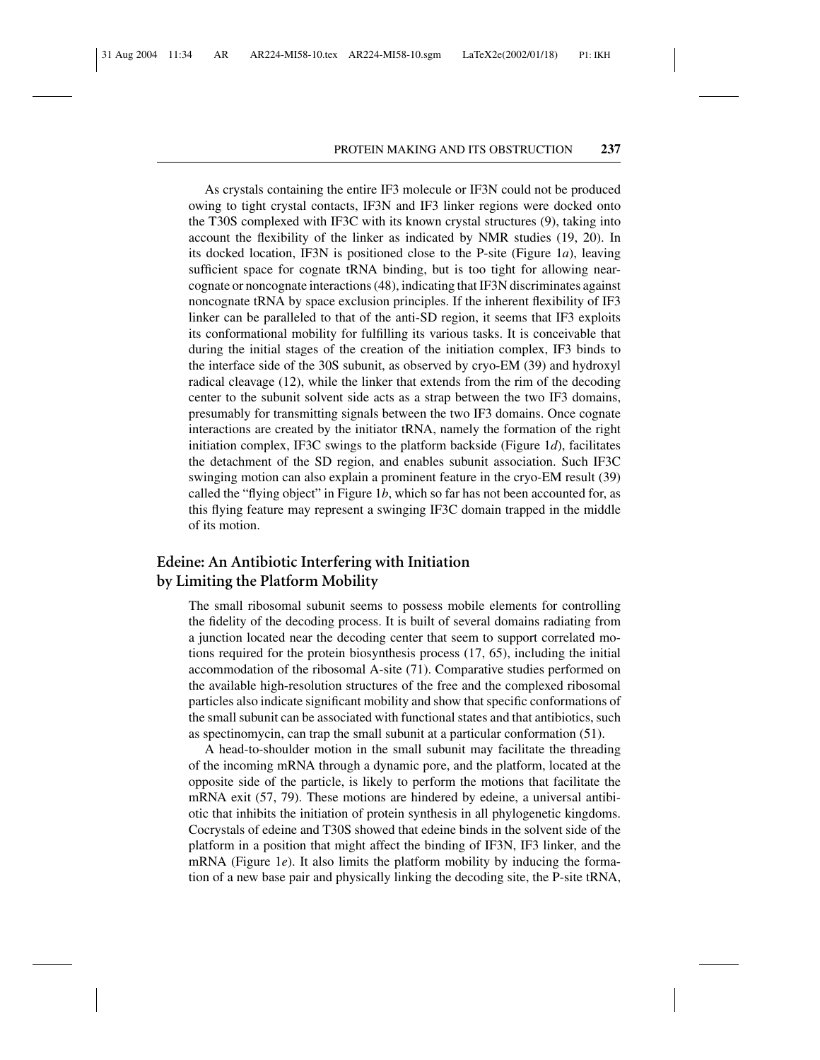As crystals containing the entire IF3 molecule or IF3N could not be produced owing to tight crystal contacts, IF3N and IF3 linker regions were docked onto the T30S complexed with IF3C with its known crystal structures (9), taking into account the flexibility of the linker as indicated by NMR studies (19, 20). In its docked location, IF3N is positioned close to the P-site (Figure 1*a*), leaving sufficient space for cognate tRNA binding, but is too tight for allowing near-cognate or noncognate interactions (48), indicating that IF3N discriminates against noncognate tRNA by space exclusion principles. If the inherent flexibility of IF3 linker can be paralleled to that of the anti-SD region, it seems that IF3 exploits its conformational mobility for fulfilling its various tasks. It is conceivable that during the initial stages of the creation of the initiation complex, IF3 binds to the interface side of the 30S subunit, as observed by cryo-EM (39) and hydroxyl radical cleavage (12), while the linker that extends from the rim of the decoding center to the subunit solvent side acts as a strap between the two IF3 domains, presumably for transmitting signals between the two IF3 domains. Once cognate interactions are created by the initiator tRNA, namely the formation of the right initiation complex, IF3C swings to the platform backside (Figure 1*d*), facilitates the detachment of the SD region, and enables subunit association. Such IF3C swinging motion can also explain a prominent feature in the cryo-EM result (39) called the "flying object" in Figure 1*b*, which so far has not been accounted for, as this flying feature may represent a swinging IF3C domain trapped in the middle of its motion.

## Edeine: An Antibiotic Interfering with Initiation by Limiting the Platform Mobility

The small ribosomal subunit seems to possess mobile elements for controlling the fidelity of the decoding process. It is built of several domains radiating from a junction located near the decoding center that seem to support correlated motions required for the protein biosynthesis process (17, 65), including the initial accommodation of the ribosomal A-site (71). Comparative studies performed on the available high-resolution structures of the free and the complexed ribosomal particles also indicate significant mobility and show that specific conformations of the small subunit can be associated with functional states and that antibiotics, such as spectinomycin, can trap the small subunit at a particular conformation (51).

A head-to-shoulder motion in the small subunit may facilitate the threading of the incoming mRNA through a dynamic pore, and the platform, located at the opposite side of the particle, is likely to perform the motions that facilitate the mRNA exit (57, 79). These motions are hindered by edeine, a universal antibiotic that inhibits the initiation of protein synthesis in all phylogenetic kingdoms. Cocrystals of edeine and T30S showed that edeine binds in the solvent side of the platform in a position that might affect the binding of IF3N, IF3 linker, and the mRNA (Figure 1*e*). It also limits the platform mobility by inducing the formation of a new base pair and physically linking the decoding site, the P-site tRNA,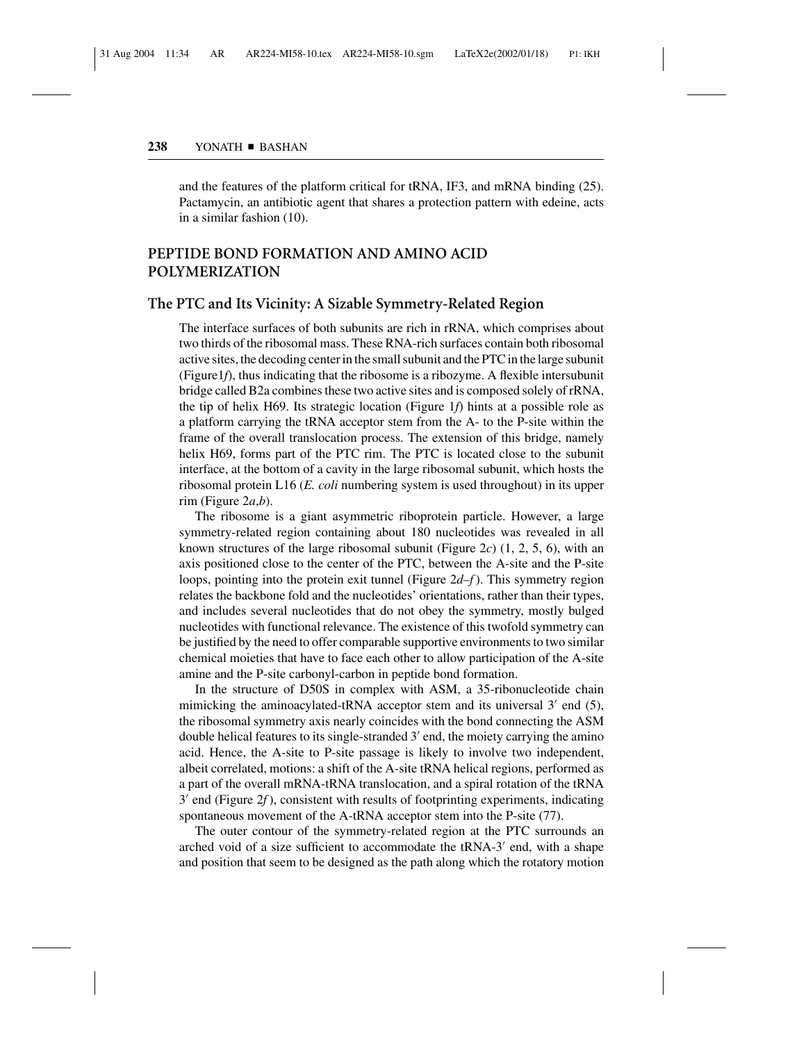and the features of the platform critical for tRNA, IF3, and mRNA binding (25). Pactamycin, an antibiotic agent that shares a protection pattern with edeine, acts in a similar fashion (10).

## PEPTIDE BOND FORMATION AND AMINO ACID POLYMERIZATION

### The PTC and Its Vicinity: A Sizable Symmetry-Related Region

The interface surfaces of both subunits are rich in rRNA, which comprises about two thirds of the ribosomal mass. These RNA-rich surfaces contain both ribosomal active sites, the decoding center in the small subunit and the PTC in the large subunit (Figure1*f*), thus indicating that the ribosome is a ribozyme. A flexible intersubunit bridge called B2a combines these two active sites and is composed solely of rRNA, the tip of helix H69. Its strategic location (Figure 1*f*) hints at a possible role as a platform carrying the tRNA acceptor stem from the A- to the P-site within the frame of the overall translocation process. The extension of this bridge, namely helix H69, forms part of the PTC rim. The PTC is located close to the subunit interface, at the bottom of a cavity in the large ribosomal subunit, which hosts the ribosomal protein L16 (*E. coli* numbering system is used throughout) in its upper rim (Figure 2*a*,*b*).

The ribosome is a giant asymmetric riboprotein particle. However, a large symmetry-related region containing about 180 nucleotides was revealed in all known structures of the large ribosomal subunit (Figure 2*c*) (1, 2, 5, 6), with an axis positioned close to the center of the PTC, between the A-site and the P-site loops, pointing into the protein exit tunnel (Figure 2*d*–*f*). This symmetry region relates the backbone fold and the nucleotides' orientations, rather than their types, and includes several nucleotides that do not obey the symmetry, mostly bulged nucleotides with functional relevance. The existence of this twofold symmetry can be justified by the need to offer comparable supportive environments to two similar chemical moieties that have to face each other to allow participation of the A-site amine and the P-site carbonyl-carbon in peptide bond formation.

In the structure of D50S in complex with ASM, a 35-ribonucleotide chain mimicking the aminoacylated-tRNA acceptor stem and its universal 3′ end (5), the ribosomal symmetry axis nearly coincides with the bond connecting the ASM double helical features to its single-stranded 3′ end, the moiety carrying the amino acid. Hence, the A-site to P-site passage is likely to involve two independent, albeit correlated, motions: a shift of the A-site tRNA helical regions, performed as a part of the overall mRNA-tRNA translocation, and a spiral rotation of the tRNA 3′ end (Figure 2*f*), consistent with results of footprinting experiments, indicating spontaneous movement of the A-tRNA acceptor stem into the P-site (77).

The outer contour of the symmetry-related region at the PTC surrounds an arched void of a size sufficient to accommodate the tRNA-3′ end, with a shape and position that seem to be designed as the path along which the rotatory motion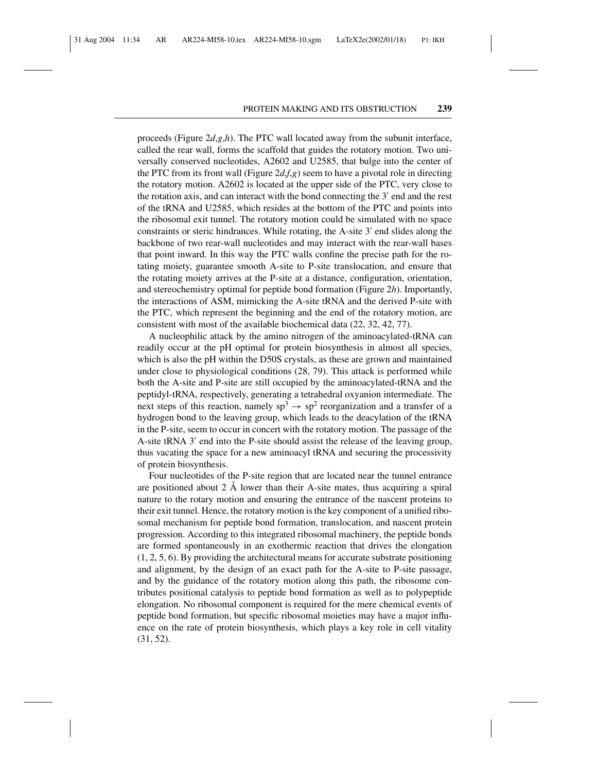proceeds (Figure 2*d*,*g*,*h*). The PTC wall located away from the subunit interface, called the rear wall, forms the scaffold that guides the rotatory motion. Two universally conserved nucleotides, A2602 and U2585, that bulge into the center of the PTC from its front wall (Figure 2*d*,*f*,*g*) seem to have a pivotal role in directing the rotatory motion. A2602 is located at the upper side of the PTC, very close to the rotation axis, and can interact with the bond connecting the 3′ end and the rest of the tRNA and U2585, which resides at the bottom of the PTC and points into the ribosomal exit tunnel. The rotatory motion could be simulated with no space constraints or steric hindrances. While rotating, the A-site 3′ end slides along the backbone of two rear-wall nucleotides and may interact with the rear-wall bases that point inward. In this way the PTC walls confine the precise path for the rotating moiety, guarantee smooth A-site to P-site translocation, and ensure that the rotating moiety arrives at the P-site at a distance, configuration, orientation, and stereochemistry optimal for peptide bond formation (Figure 2*h*). Importantly, the interactions of ASM, mimicking the A-site tRNA and the derived P-site with the PTC, which represent the beginning and the end of the rotatory motion, are consistent with most of the available biochemical data (22, 32, 42, 77).

A nucleophilic attack by the amino nitrogen of the aminoacylated-tRNA can readily occur at the pH optimal for protein biosynthesis in almost all species, which is also the pH within the D50S crystals, as these are grown and maintained under close to physiological conditions (28, 79). This attack is performed while both the A-site and P-site are still occupied by the aminoacylated-tRNA and the peptidyl-tRNA, respectively, generating a tetrahedral oxyanion intermediate. The next steps of this reaction, namely $sp^3 \rightarrow sp^2$ reorganization and a transfer of a hydrogen bond to the leaving group, which leads to the deacylation of the tRNA in the P-site, seem to occur in concert with the rotatory motion. The passage of the A-site tRNA 3′ end into the P-site should assist the release of the leaving group, thus vacating the space for a new aminoacyl tRNA and securing the processivity of protein biosynthesis.

Four nucleotides of the P-site region that are located near the tunnel entrance are positioned about 2 Å lower than their A-site mates, thus acquiring a spiral nature to the rotary motion and ensuring the entrance of the nascent proteins to their exit tunnel. Hence, the rotatory motion is the key component of a unified ribosomal mechanism for peptide bond formation, translocation, and nascent protein progression. According to this integrated ribosomal machinery, the peptide bonds are formed spontaneously in an exothermic reaction that drives the elongation (1, 2, 5, 6). By providing the architectural means for accurate substrate positioning and alignment, by the design of an exact path for the A-site to P-site passage, and by the guidance of the rotatory motion along this path, the ribosome contributes positional catalysis to peptide bond formation as well as to polypeptide elongation. No ribosomal component is required for the mere chemical events of peptide bond formation, but specific ribosomal moieties may have a major influence on the rate of protein biosynthesis, which plays a key role in cell vitality (31, 52).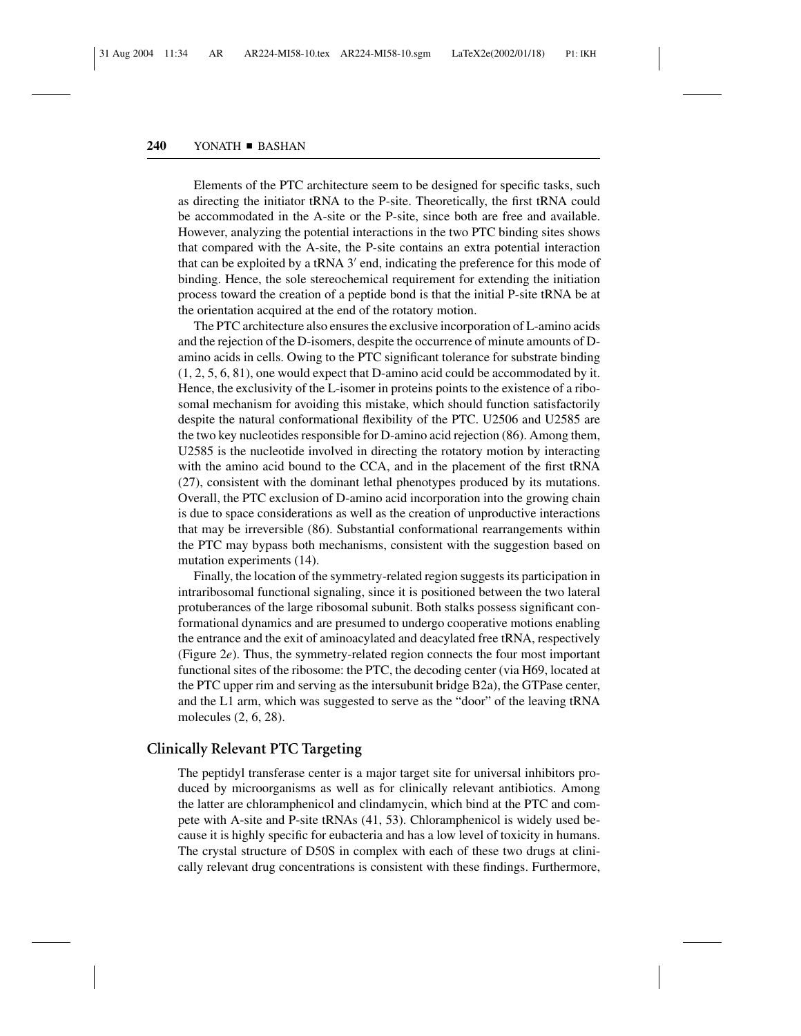Elements of the PTC architecture seem to be designed for specific tasks, such as directing the initiator tRNA to the P-site. Theoretically, the first tRNA could be accommodated in the A-site or the P-site, since both are free and available. However, analyzing the potential interactions in the two PTC binding sites shows that compared with the A-site, the P-site contains an extra potential interaction that can be exploited by a tRNA 3′ end, indicating the preference for this mode of binding. Hence, the sole stereochemical requirement for extending the initiation process toward the creation of a peptide bond is that the initial P-site tRNA be at the orientation acquired at the end of the rotatory motion.

The PTC architecture also ensures the exclusive incorporation of L-amino acids and the rejection of the D-isomers, despite the occurrence of minute amounts of D-amino acids in cells. Owing to the PTC significant tolerance for substrate binding (1, 2, 5, 6, 81), one would expect that D-amino acid could be accommodated by it. Hence, the exclusivity of the L-isomer in proteins points to the existence of a ribosomal mechanism for avoiding this mistake, which should function satisfactorily despite the natural conformational flexibility of the PTC. U2506 and U2585 are the two key nucleotides responsible for D-amino acid rejection (86). Among them, U2585 is the nucleotide involved in directing the rotatory motion by interacting with the amino acid bound to the CCA, and in the placement of the first tRNA (27), consistent with the dominant lethal phenotypes produced by its mutations. Overall, the PTC exclusion of D-amino acid incorporation into the growing chain is due to space considerations as well as the creation of unproductive interactions that may be irreversible (86). Substantial conformational rearrangements within the PTC may bypass both mechanisms, consistent with the suggestion based on mutation experiments (14).

Finally, the location of the symmetry-related region suggests its participation in intraribosomal functional signaling, since it is positioned between the two lateral protuberances of the large ribosomal subunit. Both stalks possess significant conformational dynamics and are presumed to undergo cooperative motions enabling the entrance and the exit of aminoacylated and deacylated free tRNA, respectively (Figure 2*e*). Thus, the symmetry-related region connects the four most important functional sites of the ribosome: the PTC, the decoding center (via H69, located at the PTC upper rim and serving as the intersubunit bridge B2a), the GTPase center, and the L1 arm, which was suggested to serve as the "door" of the leaving tRNA molecules (2, 6, 28).

## Clinically Relevant PTC Targeting

The peptidyl transferase center is a major target site for universal inhibitors produced by microorganisms as well as for clinically relevant antibiotics. Among the latter are chloramphenicol and clindamycin, which bind at the PTC and compete with A-site and P-site tRNAs (41, 53). Chloramphenicol is widely used because it is highly specific for eubacteria and has a low level of toxicity in humans. The crystal structure of D50S in complex with each of these two drugs at clinically relevant drug concentrations is consistent with these findings. Furthermore,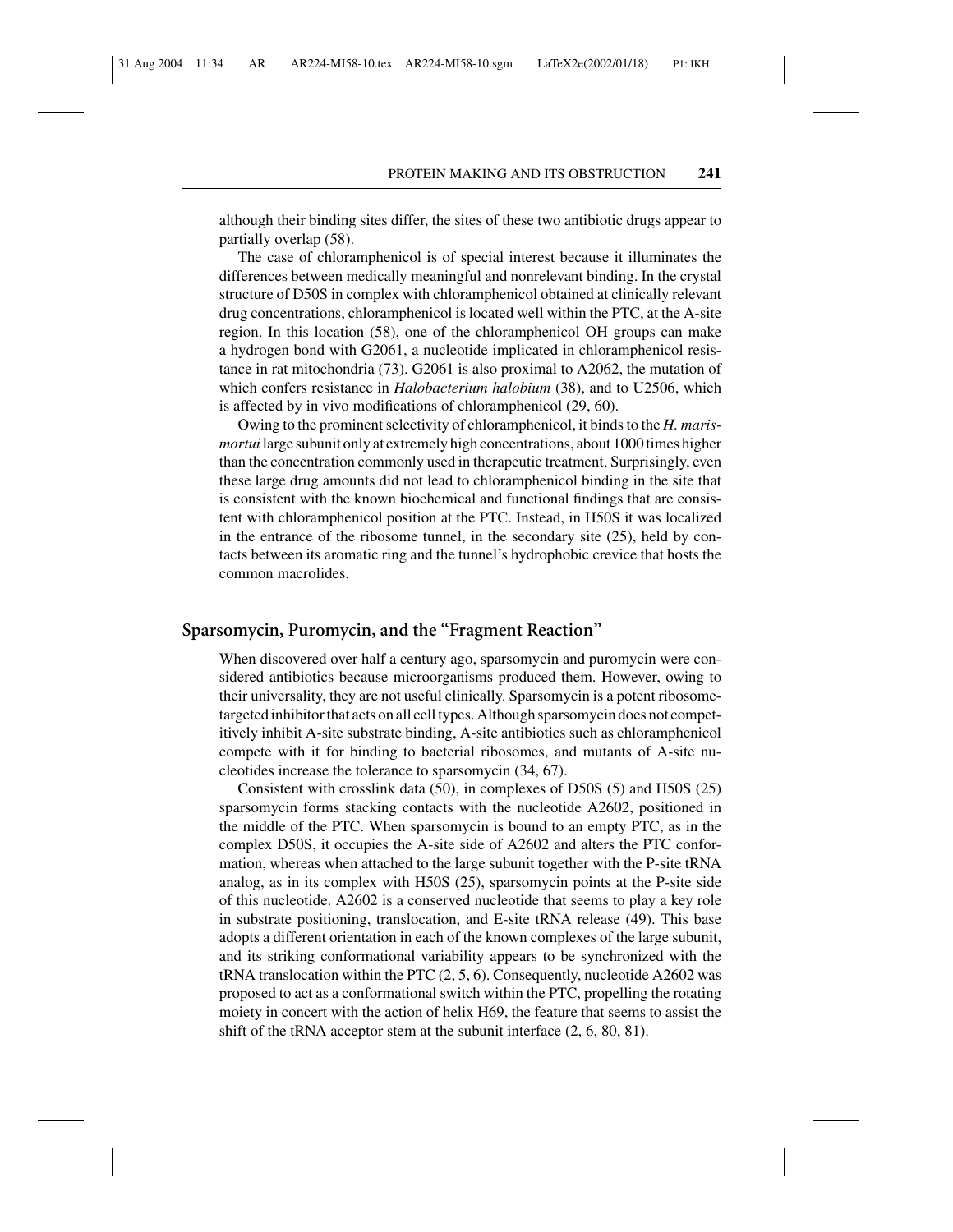although their binding sites differ, the sites of these two antibiotic drugs appear to partially overlap (58).

The case of chloramphenicol is of special interest because it illuminates the differences between medically meaningful and nonrelevant binding. In the crystal structure of D50S in complex with chloramphenicol obtained at clinically relevant drug concentrations, chloramphenicol is located well within the PTC, at the A-site region. In this location (58), one of the chloramphenicol OH groups can make a hydrogen bond with G2061, a nucleotide implicated in chloramphenicol resistance in rat mitochondria (73). G2061 is also proximal to A2062, the mutation of which confers resistance in *Halobacterium halobium* (38), and to U2506, which is affected by in vivo modifications of chloramphenicol (29, 60).

Owing to the prominent selectivity of chloramphenicol, it binds to the *H. marismortui* large subunit only at extremely high concentrations, about 1000 times higher than the concentration commonly used in therapeutic treatment. Surprisingly, even these large drug amounts did not lead to chloramphenicol binding in the site that is consistent with the known biochemical and functional findings that are consistent with chloramphenicol position at the PTC. Instead, in H50S it was localized in the entrance of the ribosome tunnel, in the secondary site (25), held by contacts between its aromatic ring and the tunnel's hydrophobic crevice that hosts the common macrolides.

## Sparsomycin, Puromycin, and the "Fragment Reaction"

When discovered over half a century ago, sparsomycin and puromycin were considered antibiotics because microorganisms produced them. However, owing to their universality, they are not useful clinically. Sparsomycin is a potent ribosome-targeted inhibitor that acts on all cell types. Although sparsomycin does not competitively inhibit A-site substrate binding, A-site antibiotics such as chloramphenicol compete with it for binding to bacterial ribosomes, and mutants of A-site nucleotides increase the tolerance to sparsomycin (34, 67).

Consistent with crosslink data (50), in complexes of D50S (5) and H50S (25) sparsomycin forms stacking contacts with the nucleotide A2602, positioned in the middle of the PTC. When sparsomycin is bound to an empty PTC, as in the complex D50S, it occupies the A-site side of A2602 and alters the PTC conformation, whereas when attached to the large subunit together with the P-site tRNA analog, as in its complex with H50S (25), sparsomycin points at the P-site side of this nucleotide. A2602 is a conserved nucleotide that seems to play a key role in substrate positioning, translocation, and E-site tRNA release (49). This base adopts a different orientation in each of the known complexes of the large subunit, and its striking conformational variability appears to be synchronized with the tRNA translocation within the PTC (2, 5, 6). Consequently, nucleotide A2602 was proposed to act as a conformational switch within the PTC, propelling the rotating moiety in concert with the action of helix H69, the feature that seems to assist the shift of the tRNA acceptor stem at the subunit interface (2, 6, 80, 81).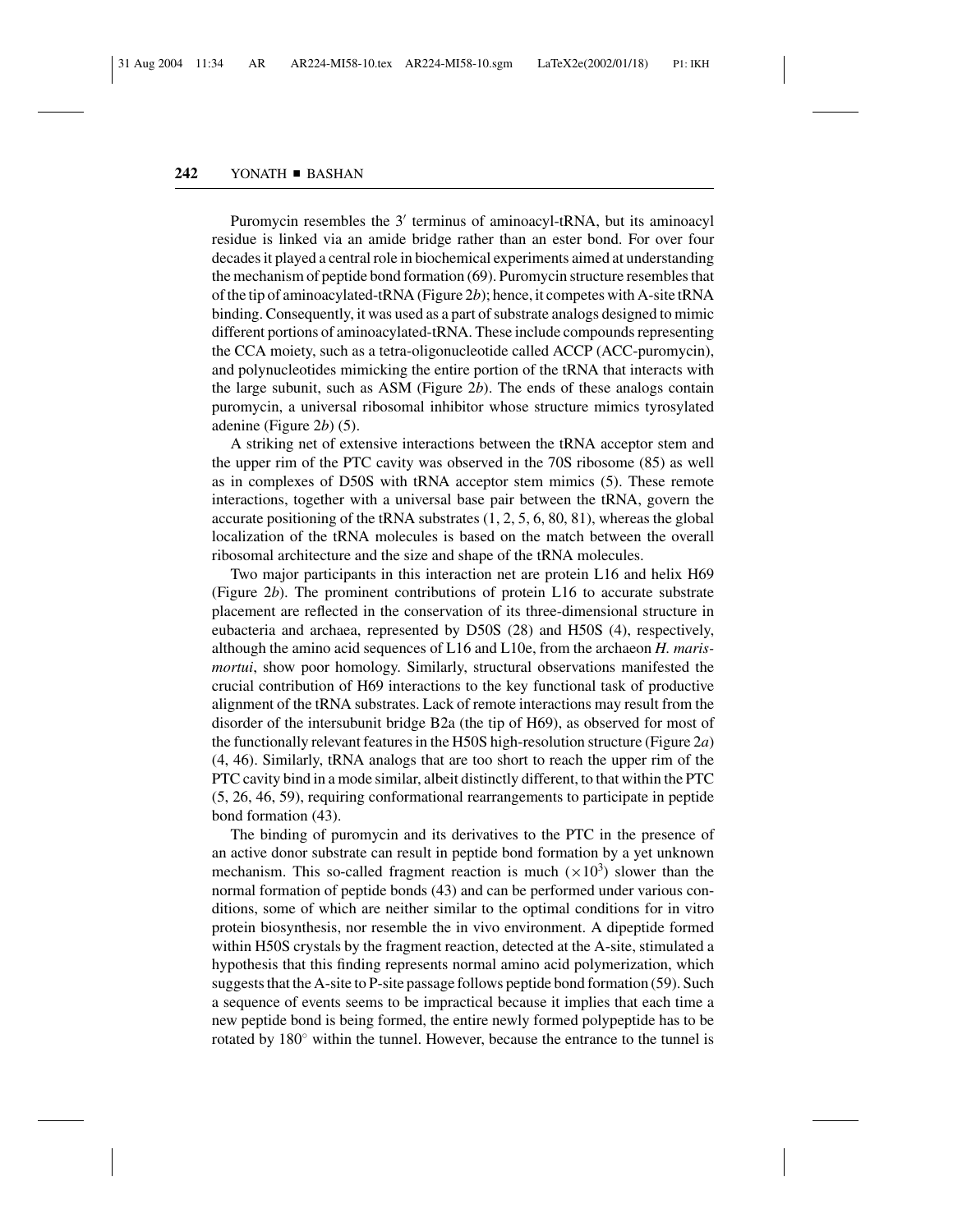Puromycin resembles the 3′ terminus of aminoacyl-tRNA, but its aminoacyl residue is linked via an amide bridge rather than an ester bond. For over four decades it played a central role in biochemical experiments aimed at understanding the mechanism of peptide bond formation (69). Puromycin structure resembles that of the tip of aminoacylated-tRNA (Figure 2*b*); hence, it competes with A-site tRNA binding. Consequently, it was used as a part of substrate analogs designed to mimic different portions of aminoacylated-tRNA. These include compounds representing the CCA moiety, such as a tetra-oligonucleotide called ACCP (ACC-puromycin), and polynucleotides mimicking the entire portion of the tRNA that interacts with the large subunit, such as ASM (Figure 2*b*). The ends of these analogs contain puromycin, a universal ribosomal inhibitor whose structure mimics tyrosylated adenine (Figure 2*b*) (5).

A striking net of extensive interactions between the tRNA acceptor stem and the upper rim of the PTC cavity was observed in the 70S ribosome (85) as well as in complexes of D50S with tRNA acceptor stem mimics (5). These remote interactions, together with a universal base pair between the tRNA, govern the accurate positioning of the tRNA substrates (1, 2, 5, 6, 80, 81), whereas the global localization of the tRNA molecules is based on the match between the overall ribosomal architecture and the size and shape of the tRNA molecules.

Two major participants in this interaction net are protein L16 and helix H69 (Figure 2*b*). The prominent contributions of protein L16 to accurate substrate placement are reflected in the conservation of its three-dimensional structure in eubacteria and archaea, represented by D50S (28) and H50S (4), respectively, although the amino acid sequences of L16 and L10e, from the archaeon *H. marismortui*, show poor homology. Similarly, structural observations manifested the crucial contribution of H69 interactions to the key functional task of productive alignment of the tRNA substrates. Lack of remote interactions may result from the disorder of the intersubunit bridge B2a (the tip of H69), as observed for most of the functionally relevant features in the H50S high-resolution structure (Figure 2*a*) (4, 46). Similarly, tRNA analogs that are too short to reach the upper rim of the PTC cavity bind in a mode similar, albeit distinctly different, to that within the PTC (5, 26, 46, 59), requiring conformational rearrangements to participate in peptide bond formation (43).

The binding of puromycin and its derivatives to the PTC in the presence of an active donor substrate can result in peptide bond formation by a yet unknown mechanism. This so-called fragment reaction is much ($\times 10^3$) slower than the normal formation of peptide bonds (43) and can be performed under various conditions, some of which are neither similar to the optimal conditions for in vitro protein biosynthesis, nor resemble the in vivo environment. A dipeptide formed within H50S crystals by the fragment reaction, detected at the A-site, stimulated a hypothesis that this finding represents normal amino acid polymerization, which suggests that the A-site to P-site passage follows peptide bond formation (59). Such a sequence of events seems to be impractical because it implies that each time a new peptide bond is being formed, the entire newly formed polypeptide has to be rotated by 180° within the tunnel. However, because the entrance to the tunnel is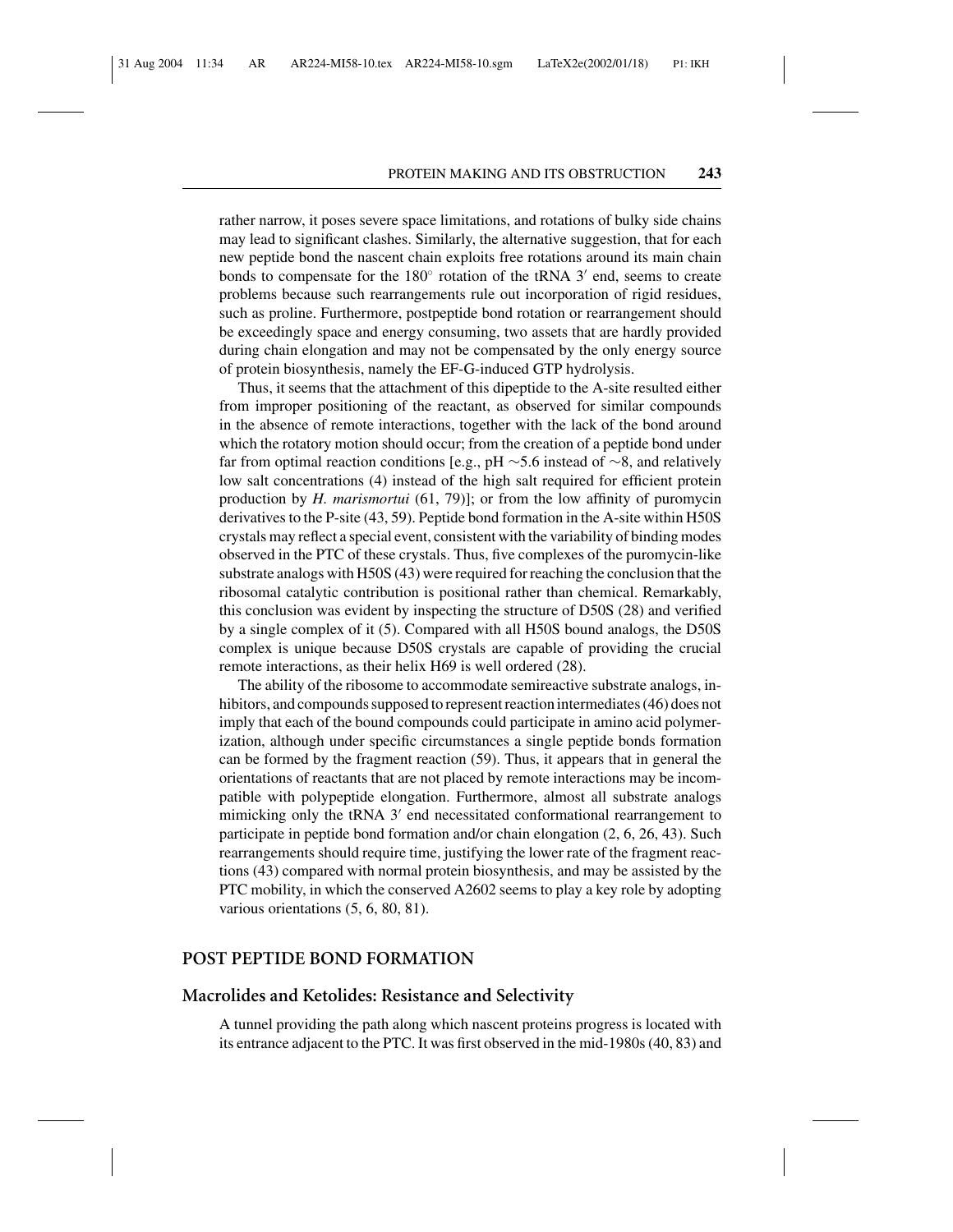rather narrow, it poses severe space limitations, and rotations of bulky side chains may lead to significant clashes. Similarly, the alternative suggestion, that for each new peptide bond the nascent chain exploits free rotations around its main chain bonds to compensate for the 180° rotation of the tRNA 3′ end, seems to create problems because such rearrangements rule out incorporation of rigid residues, such as proline. Furthermore, postpeptide bond rotation or rearrangement should be exceedingly space and energy consuming, two assets that are hardly provided during chain elongation and may not be compensated by the only energy source of protein biosynthesis, namely the EF-G-induced GTP hydrolysis.

Thus, it seems that the attachment of this dipeptide to the A-site resulted either from improper positioning of the reactant, as observed for similar compounds in the absence of remote interactions, together with the lack of the bond around which the rotatory motion should occur; from the creation of a peptide bond under far from optimal reaction conditions [e.g., pH ∼5.6 instead of ∼8, and relatively low salt concentrations (4) instead of the high salt required for efficient protein production by *H. marismortui* (61, 79)]; or from the low affinity of puromycin derivatives to the P-site (43, 59). Peptide bond formation in the A-site within H50S crystals may reflect a special event, consistent with the variability of binding modes observed in the PTC of these crystals. Thus, five complexes of the puromycin-like substrate analogs with H50S (43) were required for reaching the conclusion that the ribosomal catalytic contribution is positional rather than chemical. Remarkably, this conclusion was evident by inspecting the structure of D50S (28) and verified by a single complex of it (5). Compared with all H50S bound analogs, the D50S complex is unique because D50S crystals are capable of providing the crucial remote interactions, as their helix H69 is well ordered (28).

The ability of the ribosome to accommodate semireactive substrate analogs, inhibitors, and compounds supposed to represent reaction intermediates (46) does not imply that each of the bound compounds could participate in amino acid polymerization, although under specific circumstances a single peptide bonds formation can be formed by the fragment reaction (59). Thus, it appears that in general the orientations of reactants that are not placed by remote interactions may be incompatible with polypeptide elongation. Furthermore, almost all substrate analogs mimicking only the tRNA 3′ end necessitated conformational rearrangement to participate in peptide bond formation and/or chain elongation (2, 6, 26, 43). Such rearrangements should require time, justifying the lower rate of the fragment reactions (43) compared with normal protein biosynthesis, and may be assisted by the PTC mobility, in which the conserved A2602 seems to play a key role by adopting various orientations (5, 6, 80, 81).

## POST PEPTIDE BOND FORMATION

### Macrolides and Ketolides: Resistance and Selectivity

A tunnel providing the path along which nascent proteins progress is located with its entrance adjacent to the PTC. It was first observed in the mid-1980s (40, 83) and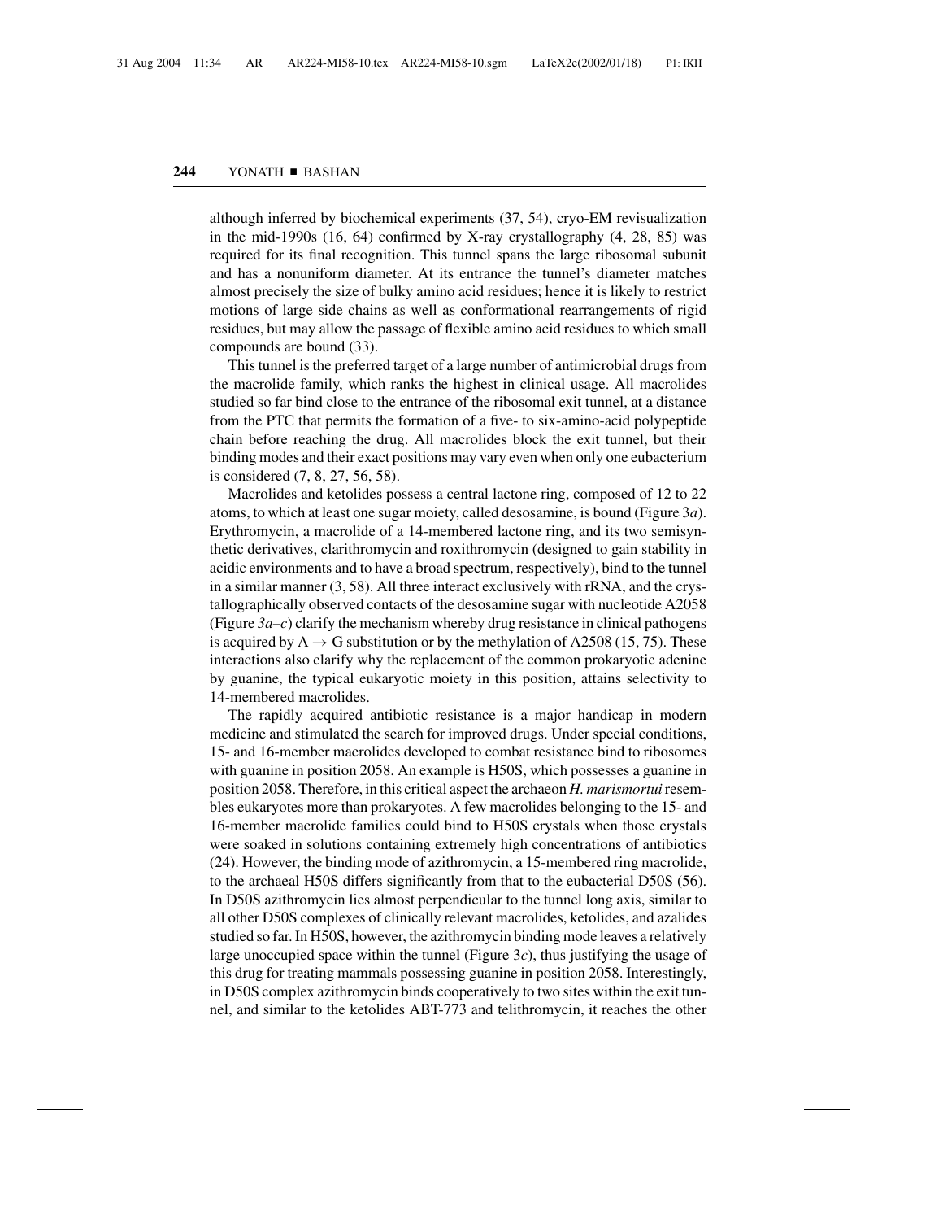although inferred by biochemical experiments (37, 54), cryo-EM revisualization in the mid-1990s (16, 64) confirmed by X-ray crystallography (4, 28, 85) was required for its final recognition. This tunnel spans the large ribosomal subunit and has a nonuniform diameter. At its entrance the tunnel's diameter matches almost precisely the size of bulky amino acid residues; hence it is likely to restrict motions of large side chains as well as conformational rearrangements of rigid residues, but may allow the passage of flexible amino acid residues to which small compounds are bound (33).

This tunnel is the preferred target of a large number of antimicrobial drugs from the macrolide family, which ranks the highest in clinical usage. All macrolides studied so far bind close to the entrance of the ribosomal exit tunnel, at a distance from the PTC that permits the formation of a five- to six-amino-acid polypeptide chain before reaching the drug. All macrolides block the exit tunnel, but their binding modes and their exact positions may vary even when only one eubacterium is considered (7, 8, 27, 56, 58).

Macrolides and ketolides possess a central lactone ring, composed of 12 to 22 atoms, to which at least one sugar moiety, called desosamine, is bound (Figure 3*a*). Erythromycin, a macrolide of a 14-membered lactone ring, and its two semisynthetic derivatives, clarithromycin and roxithromycin (designed to gain stability in acidic environments and to have a broad spectrum, respectively), bind to the tunnel in a similar manner (3, 58). All three interact exclusively with rRNA, and the crystallographically observed contacts of the desosamine sugar with nucleotide A2058 (Figure *3a–c*) clarify the mechanism whereby drug resistance in clinical pathogens is acquired by A $\rightarrow$ G substitution or by the methylation of A2508 (15, 75). These interactions also clarify why the replacement of the common prokaryotic adenine by guanine, the typical eukaryotic moiety in this position, attains selectivity to 14-membered macrolides.

The rapidly acquired antibiotic resistance is a major handicap in modern medicine and stimulated the search for improved drugs. Under special conditions, 15- and 16-member macrolides developed to combat resistance bind to ribosomes with guanine in position 2058. An example is H50S, which possesses a guanine in position 2058. Therefore, in this critical aspect the archaeon *H. marismortui* resembles eukaryotes more than prokaryotes. A few macrolides belonging to the 15- and 16-member macrolide families could bind to H50S crystals when those crystals were soaked in solutions containing extremely high concentrations of antibiotics (24). However, the binding mode of azithromycin, a 15-membered ring macrolide, to the archaeal H50S differs significantly from that to the eubacterial D50S (56). In D50S azithromycin lies almost perpendicular to the tunnel long axis, similar to all other D50S complexes of clinically relevant macrolides, ketolides, and azalides studied so far. In H50S, however, the azithromycin binding mode leaves a relatively large unoccupied space within the tunnel (Figure 3*c*), thus justifying the usage of this drug for treating mammals possessing guanine in position 2058. Interestingly, in D50S complex azithromycin binds cooperatively to two sites within the exit tunnel, and similar to the ketolides ABT-773 and telithromycin, it reaches the other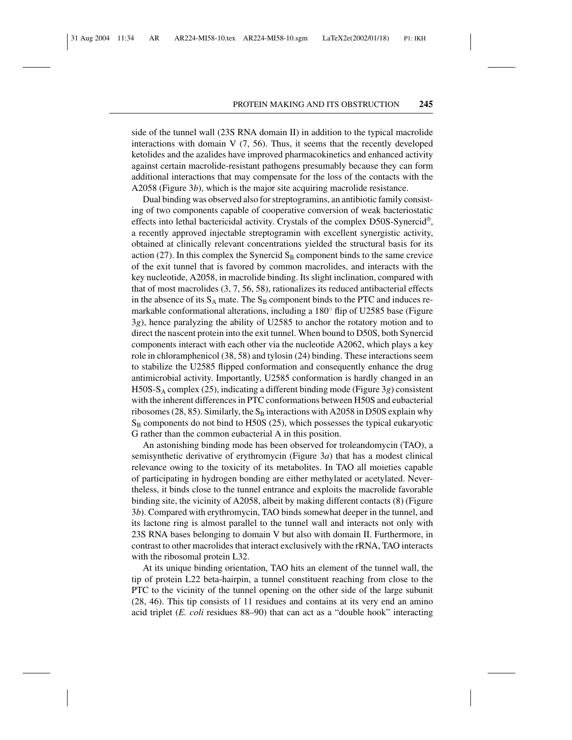side of the tunnel wall (23S RNA domain II) in addition to the typical macrolide interactions with domain V (7, 56). Thus, it seems that the recently developed ketolides and the azalides have improved pharmacokinetics and enhanced activity against certain macrolide-resistant pathogens presumably because they can form additional interactions that may compensate for the loss of the contacts with the A2058 (Figure 3*b*), which is the major site acquiring macrolide resistance.

Dual binding was observed also for streptogramins, an antibiotic family consisting of two components capable of cooperative conversion of weak bacteriostatic effects into lethal bactericidal activity. Crystals of the complex D50S-Synercid®, a recently approved injectable streptogramin with excellent synergistic activity, obtained at clinically relevant concentrations yielded the structural basis for its action (27). In this complex the Synercid $S_B$ component binds to the same crevice of the exit tunnel that is favored by common macrolides, and interacts with the key nucleotide, A2058, in macrolide binding. Its slight inclination, compared with that of most macrolides (3, 7, 56, 58), rationalizes its reduced antibacterial effects in the absence of its $S_A$ mate. The $S_B$ component binds to the PTC and induces remarkable conformational alterations, including a 180° flip of U2585 base (Figure 3*g*), hence paralyzing the ability of U2585 to anchor the rotatory motion and to direct the nascent protein into the exit tunnel. When bound to D50S, both Synercid components interact with each other via the nucleotide A2062, which plays a key role in chloramphenicol (38, 58) and tylosin (24) binding. These interactions seem to stabilize the U2585 flipped conformation and consequently enhance the drug antimicrobial activity. Importantly, U2585 conformation is hardly changed in an H50S-$S_A$ complex (25), indicating a different binding mode (Figure 3*g*) consistent with the inherent differences in PTC conformations between H50S and eubacterial ribosomes (28, 85). Similarly, the $S_B$ interactions with A2058 in D50S explain why $S_B$ components do not bind to H50S (25), which possesses the typical eukaryotic G rather than the common eubacterial A in this position.

An astonishing binding mode has been observed for troleandomycin (TAO), a semisynthetic derivative of erythromycin (Figure 3*a*) that has a modest clinical relevance owing to the toxicity of its metabolites. In TAO all moieties capable of participating in hydrogen bonding are either methylated or acetylated. Nevertheless, it binds close to the tunnel entrance and exploits the macrolide favorable binding site, the vicinity of A2058, albeit by making different contacts (8) (Figure 3*b*). Compared with erythromycin, TAO binds somewhat deeper in the tunnel, and its lactone ring is almost parallel to the tunnel wall and interacts not only with 23S RNA bases belonging to domain V but also with domain II. Furthermore, in contrast to other macrolides that interact exclusively with the rRNA, TAO interacts with the ribosomal protein L32.

At its unique binding orientation, TAO hits an element of the tunnel wall, the tip of protein L22 beta-hairpin, a tunnel constituent reaching from close to the PTC to the vicinity of the tunnel opening on the other side of the large subunit (28, 46). This tip consists of 11 residues and contains at its very end an amino acid triplet (*E. coli* residues 88–90) that can act as a "double hook" interacting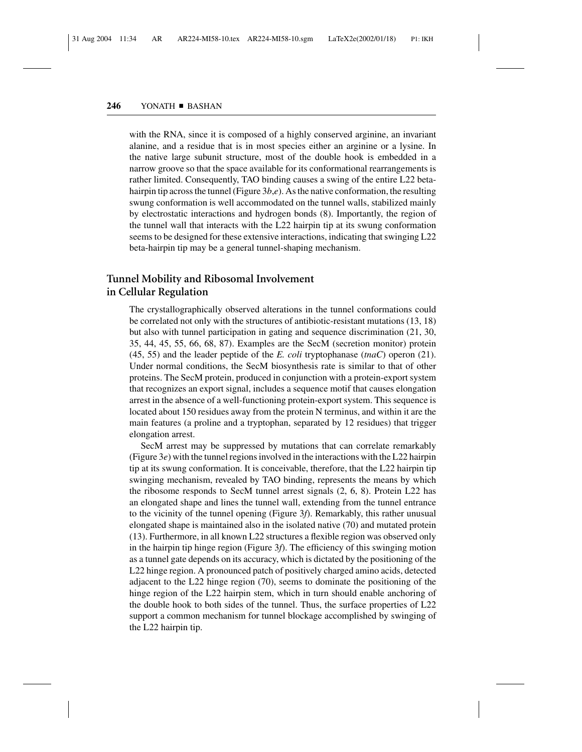with the RNA, since it is composed of a highly conserved arginine, an invariant alanine, and a residue that is in most species either an arginine or a lysine. In the native large subunit structure, most of the double hook is embedded in a narrow groove so that the space available for its conformational rearrangements is rather limited. Consequently, TAO binding causes a swing of the entire L22 beta-hairpin tip across the tunnel (Figure 3*b*,*e*). As the native conformation, the resulting swung conformation is well accommodated on the tunnel walls, stabilized mainly by electrostatic interactions and hydrogen bonds (8). Importantly, the region of the tunnel wall that interacts with the L22 hairpin tip at its swung conformation seems to be designed for these extensive interactions, indicating that swinging L22 beta-hairpin tip may be a general tunnel-shaping mechanism.

## Tunnel Mobility and Ribosomal Involvement in Cellular Regulation

The crystallographically observed alterations in the tunnel conformations could be correlated not only with the structures of antibiotic-resistant mutations (13, 18) but also with tunnel participation in gating and sequence discrimination (21, 30, 35, 44, 45, 55, 66, 68, 87). Examples are the SecM (secretion monitor) protein (45, 55) and the leader peptide of the *E. coli* tryptophanase (*tnaC*) operon (21). Under normal conditions, the SecM biosynthesis rate is similar to that of other proteins. The SecM protein, produced in conjunction with a protein-export system that recognizes an export signal, includes a sequence motif that causes elongation arrest in the absence of a well-functioning protein-export system. This sequence is located about 150 residues away from the protein N terminus, and within it are the main features (a proline and a tryptophan, separated by 12 residues) that trigger elongation arrest.

SecM arrest may be suppressed by mutations that can correlate remarkably (Figure 3*e*) with the tunnel regions involved in the interactions with the L22 hairpin tip at its swung conformation. It is conceivable, therefore, that the L22 hairpin tip swinging mechanism, revealed by TAO binding, represents the means by which the ribosome responds to SecM tunnel arrest signals (2, 6, 8). Protein L22 has an elongated shape and lines the tunnel wall, extending from the tunnel entrance to the vicinity of the tunnel opening (Figure 3*f*). Remarkably, this rather unusual elongated shape is maintained also in the isolated native (70) and mutated protein (13). Furthermore, in all known L22 structures a flexible region was observed only in the hairpin tip hinge region (Figure 3*f*). The efficiency of this swinging motion as a tunnel gate depends on its accuracy, which is dictated by the positioning of the L22 hinge region. A pronounced patch of positively charged amino acids, detected adjacent to the L22 hinge region (70), seems to dominate the positioning of the hinge region of the L22 hairpin stem, which in turn should enable anchoring of the double hook to both sides of the tunnel. Thus, the surface properties of L22 support a common mechanism for tunnel blockage accomplished by swinging of the L22 hairpin tip.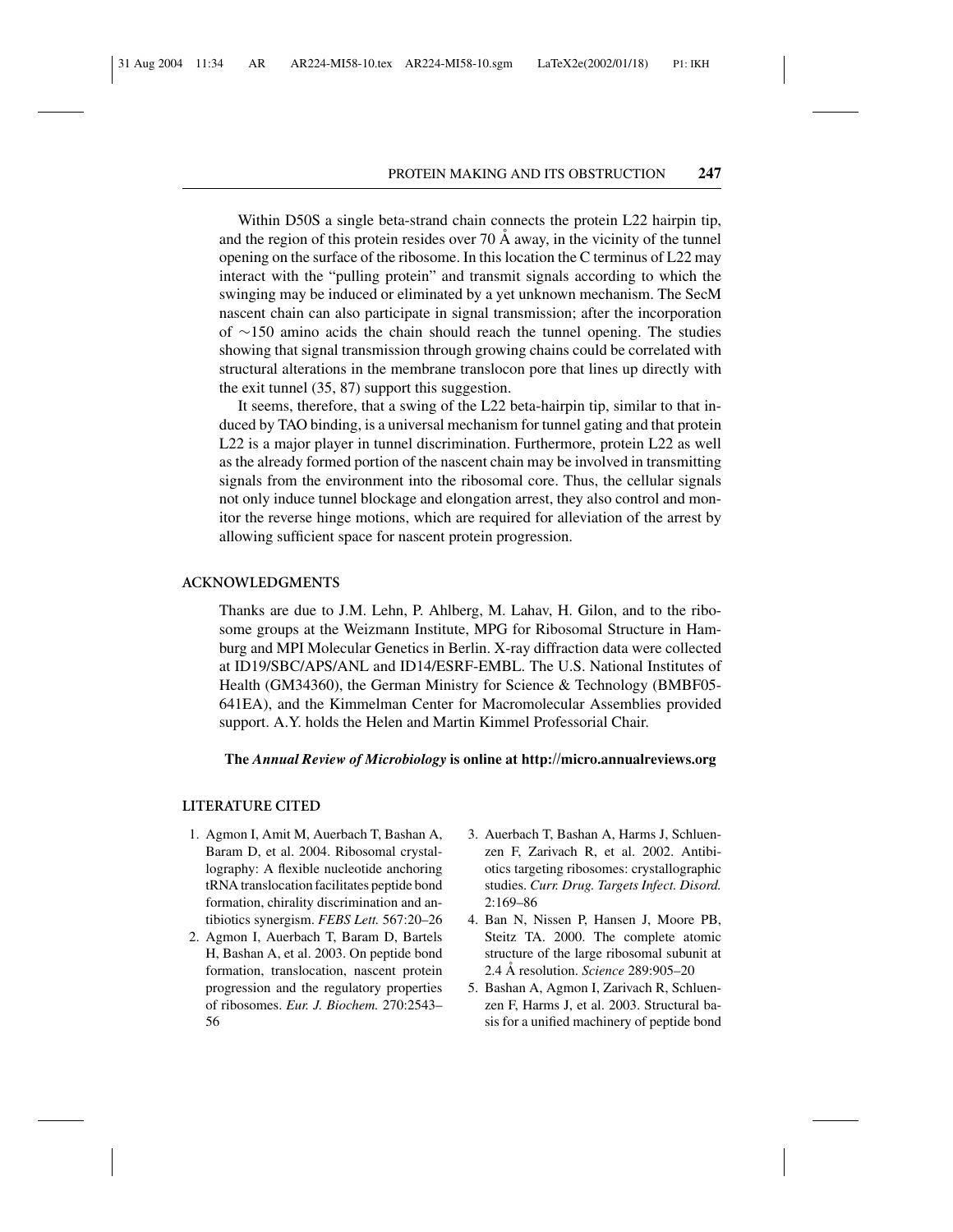Within D50S a single beta-strand chain connects the protein L22 hairpin tip, and the region of this protein resides over 70 Å away, in the vicinity of the tunnel opening on the surface of the ribosome. In this location the C terminus of L22 may interact with the "pulling protein" and transmit signals according to which the swinging may be induced or eliminated by a yet unknown mechanism. The SecM nascent chain can also participate in signal transmission; after the incorporation of ∼150 amino acids the chain should reach the tunnel opening. The studies showing that signal transmission through growing chains could be correlated with structural alterations in the membrane translocon pore that lines up directly with the exit tunnel (35, 87) support this suggestion.

It seems, therefore, that a swing of the L22 beta-hairpin tip, similar to that induced by TAO binding, is a universal mechanism for tunnel gating and that protein L22 is a major player in tunnel discrimination. Furthermore, protein L22 as well as the already formed portion of the nascent chain may be involved in transmitting signals from the environment into the ribosomal core. Thus, the cellular signals not only induce tunnel blockage and elongation arrest, they also control and monitor the reverse hinge motions, which are required for alleviation of the arrest by allowing sufficient space for nascent protein progression.

## ACKNOWLEDGMENTS

Thanks are due to J.M. Lehn, P. Ahlberg, M. Lahav, H. Gilon, and to the ribosome groups at the Weizmann Institute, MPG for Ribosomal Structure in Hamburg and MPI Molecular Genetics in Berlin. X-ray diffraction data were collected at ID19/SBC/APS/ANL and ID14/ESRF-EMBL. The U.S. National Institutes of Health (GM34360), the German Ministry for Science & Technology (BMBF05-641EA), and the Kimmelman Center for Macromolecular Assemblies provided support. A.Y. holds the Helen and Martin Kimmel Professorial Chair.

**The *Annual Review of Microbiology* is online at http://micro.annualreviews.org**

## LITERATURE CITED

1. Agmon I, Amit M, Auerbach T, Bashan A, Baram D, et al. 2004. Ribosomal crystallography: A flexible nucleotide anchoring tRNA translocation facilitates peptide bond formation, chirality discrimination and antibiotics synergism. *FEBS Lett.* 567:20–26
2. Agmon I, Auerbach T, Baram D, Bartels H, Bashan A, et al. 2003. On peptide bond formation, translocation, nascent protein progression and the regulatory properties of ribosomes. *Eur. J. Biochem.* 270:2543–56
3. Auerbach T, Bashan A, Harms J, Schluenzen F, Zarivach R, et al. 2002. Antibiotics targeting ribosomes: crystallographic studies. *Curr. Drug. Targets Infect. Disord.* 2:169–86
4. Ban N, Nissen P, Hansen J, Moore PB, Steitz TA. 2000. The complete atomic structure of the large ribosomal subunit at 2.4 Å resolution. *Science* 289:905–20
5. Bashan A, Agmon I, Zarivach R, Schluenzen F, Harms J, et al. 2003. Structural basis for a unified machinery of peptide bond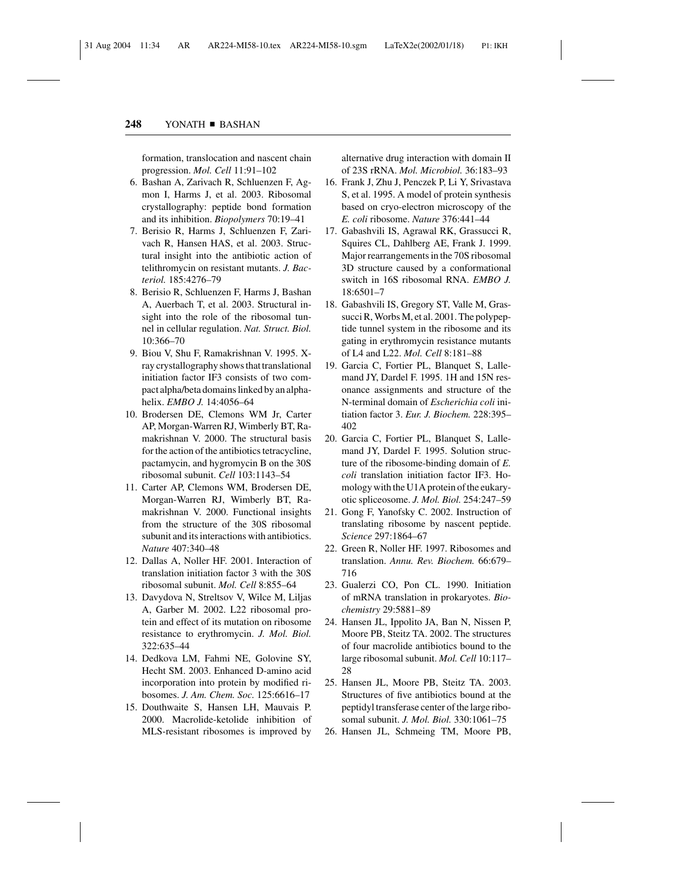formation, translocation and nascent chain progression. *Mol. Cell* 11:91–102

6. Bashan A, Zarivach R, Schluenzen F, Agmon I, Harms J, et al. 2003. Ribosomal crystallography: peptide bond formation and its inhibition. *Biopolymers* 70:19–41
7. Berisio R, Harms J, Schluenzen F, Zarivach R, Hansen HAS, et al. 2003. Structural insight into the antibiotic action of telithromycin on resistant mutants. *J. Bacteriol.* 185:4276–79
8. Berisio R, Schluenzen F, Harms J, Bashan A, Auerbach T, et al. 2003. Structural insight into the role of the ribosomal tunnel in cellular regulation. *Nat. Struct. Biol.* 10:366–70
9. Biou V, Shu F, Ramakrishnan V. 1995. X-ray crystallography shows that translational initiation factor IF3 consists of two compact alpha/beta domains linked by an alpha-helix. *EMBO J.* 14:4056–64
10. Brodersen DE, Clemons WM Jr, Carter AP, Morgan-Warren RJ, Wimberly BT, Ramakrishnan V. 2000. The structural basis for the action of the antibiotics tetracycline, pactamycin, and hygromycin B on the 30S ribosomal subunit. *Cell* 103:1143–54
11. Carter AP, Clemons WM, Brodersen DE, Morgan-Warren RJ, Wimberly BT, Ramakrishnan V. 2000. Functional insights from the structure of the 30S ribosomal subunit and its interactions with antibiotics. *Nature* 407:340–48
12. Dallas A, Noller HF. 2001. Interaction of translation initiation factor 3 with the 30S ribosomal subunit. *Mol. Cell* 8:855–64
13. Davydova N, Streltsov V, Wilce M, Liljas A, Garber M. 2002. L22 ribosomal protein and effect of its mutation on ribosome resistance to erythromycin. *J. Mol. Biol.* 322:635–44
14. Dedkova LM, Fahmi NE, Golovine SY, Hecht SM. 2003. Enhanced D-amino acid incorporation into protein by modified ribosomes. *J. Am. Chem. Soc.* 125:6616–17
15. Douthwaite S, Hansen LH, Mauvais P. 2000. Macrolide-ketolide inhibition of MLS-resistant ribosomes is improved by alternative drug interaction with domain II of 23S rRNA. *Mol. Microbiol.* 36:183–93
16. Frank J, Zhu J, Penczek P, Li Y, Srivastava S, et al. 1995. A model of protein synthesis based on cryo-electron microscopy of the *E. coli* ribosome. *Nature* 376:441–44
17. Gabashvili IS, Agrawal RK, Grassucci R, Squires CL, Dahlberg AE, Frank J. 1999. Major rearrangements in the 70S ribosomal 3D structure caused by a conformational switch in 16S ribosomal RNA. *EMBO J.* 18:6501–7
18. Gabashvili IS, Gregory ST, Valle M, Grassucci R, Worbs M, et al. 2001. The polypeptide tunnel system in the ribosome and its gating in erythromycin resistance mutants of L4 and L22. *Mol. Cell* 8:181–88
19. Garcia C, Fortier PL, Blanquet S, Lallemand JY, Dardel F. 1995. 1H and 15N resonance assignments and structure of the N-terminal domain of *Escherichia coli* initiation factor 3. *Eur. J. Biochem.* 228:395–402
20. Garcia C, Fortier PL, Blanquet S, Lallemand JY, Dardel F. 1995. Solution structure of the ribosome-binding domain of *E. coli* translation initiation factor IF3. Homology with the U1A protein of the eukaryotic spliceosome. *J. Mol. Biol.* 254:247–59
21. Gong F, Yanofsky C. 2002. Instruction of translating ribosome by nascent peptide. *Science* 297:1864–67
22. Green R, Noller HF. 1997. Ribosomes and translation. *Annu. Rev. Biochem.* 66:679–716
23. Gualerzi CO, Pon CL. 1990. Initiation of mRNA translation in prokaryotes. *Biochemistry* 29:5881–89
24. Hansen JL, Ippolito JA, Ban N, Nissen P, Moore PB, Steitz TA. 2002. The structures of four macrolide antibiotics bound to the large ribosomal subunit. *Mol. Cell* 10:117–28
25. Hansen JL, Moore PB, Steitz TA. 2003. Structures of five antibiotics bound at the peptidyl transferase center of the large ribosomal subunit. *J. Mol. Biol.* 330:1061–75
26. Hansen JL, Schmeing TM, Moore PB,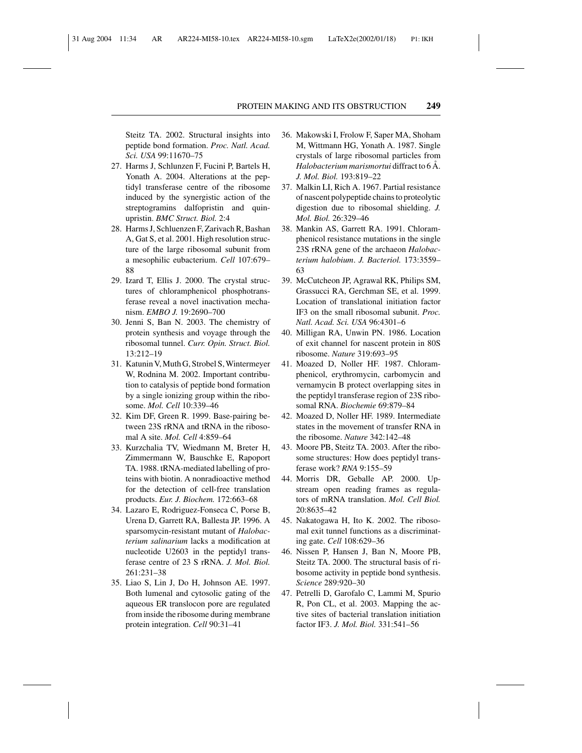Steitz TA. 2002. Structural insights into peptide bond formation. *Proc. Natl. Acad. Sci. USA* 99:11670–75

27. Harms J, Schlunzen F, Fucini P, Bartels H, Yonath A. 2004. Alterations at the peptidyl transferase centre of the ribosome induced by the synergistic action of the streptogramins dalfopristin and quinupristin. *BMC Struct. Biol.* 2:4
28. Harms J, Schluenzen F, Zarivach R, Bashan A, Gat S, et al. 2001. High resolution structure of the large ribosomal subunit from a mesophilic eubacterium. *Cell* 107:679–88
29. Izard T, Ellis J. 2000. The crystal structures of chloramphenicol phosphotransferase reveal a novel inactivation mechanism. *EMBO J.* 19:2690–700
30. Jenni S, Ban N. 2003. The chemistry of protein synthesis and voyage through the ribosomal tunnel. *Curr. Opin. Struct. Biol.* 13:212–19
31. Katunin V, Muth G, Strobel S, Wintermeyer W, Rodnina M. 2002. Important contribution to catalysis of peptide bond formation by a single ionizing group within the ribosome. *Mol. Cell* 10:339–46
32. Kim DF, Green R. 1999. Base-pairing between 23S rRNA and tRNA in the ribosomal A site. *Mol. Cell* 4:859–64
33. Kurzchalia TV, Wiedmann M, Breter H, Zimmermann W, Bauschke E, Rapoport TA. 1988. tRNA-mediated labelling of proteins with biotin. A nonradioactive method for the detection of cell-free translation products. *Eur. J. Biochem.* 172:663–68
34. Lazaro E, Rodriguez-Fonseca C, Porse B, Urena D, Garrett RA, Ballesta JP. 1996. A sparsomycin-resistant mutant of *Halobacterium salinarium* lacks a modification at nucleotide U2603 in the peptidyl transferase centre of 23 S rRNA. *J. Mol. Biol.* 261:231–38
35. Liao S, Lin J, Do H, Johnson AE. 1997. Both lumenal and cytosolic gating of the aqueous ER translocon pore are regulated from inside the ribosome during membrane protein integration. *Cell* 90:31–41
36. Makowski I, Frolow F, Saper MA, Shoham M, Wittmann HG, Yonath A. 1987. Single crystals of large ribosomal particles from *Halobacterium marismortui* diffract to 6 Å. *J. Mol. Biol.* 193:819–22
37. Malkin LI, Rich A. 1967. Partial resistance of nascent polypeptide chains to proteolytic digestion due to ribosomal shielding. *J. Mol. Biol.* 26:329–46
38. Mankin AS, Garrett RA. 1991. Chloramphenicol resistance mutations in the single 23S rRNA gene of the archaeon *Halobacterium halobium*. *J. Bacteriol.* 173:3559–63
39. McCutcheon JP, Agrawal RK, Philips SM, Grassucci RA, Gerchman SE, et al. 1999. Location of translational initiation factor IF3 on the small ribosomal subunit. *Proc. Natl. Acad. Sci. USA* 96:4301–6
40. Milligan RA, Unwin PN. 1986. Location of exit channel for nascent protein in 80S ribosome. *Nature* 319:693–95
41. Moazed D, Noller HF. 1987. Chloramphenicol, erythromycin, carbomycin and vernamycin B protect overlapping sites in the peptidyl transferase region of 23S ribosomal RNA. *Biochemie* 69:879–84
42. Moazed D, Noller HF. 1989. Intermediate states in the movement of transfer RNA in the ribosome. *Nature* 342:142–48
43. Moore PB, Steitz TA. 2003. After the ribosome structures: How does peptidyl transferase work? *RNA* 9:155–59
44. Morris DR, Geballe AP. 2000. Upstream open reading frames as regulators of mRNA translation. *Mol. Cell Biol.* 20:8635–42
45. Nakatogawa H, Ito K. 2002. The ribosomal exit tunnel functions as a discriminating gate. *Cell* 108:629–36
46. Nissen P, Hansen J, Ban N, Moore PB, Steitz TA. 2000. The structural basis of ribosome activity in peptide bond synthesis. *Science* 289:920–30
47. Petrelli D, Garofalo C, Lammi M, Spurio R, Pon CL, et al. 2003. Mapping the active sites of bacterial translation initiation factor IF3. *J. Mol. Biol.* 331:541–56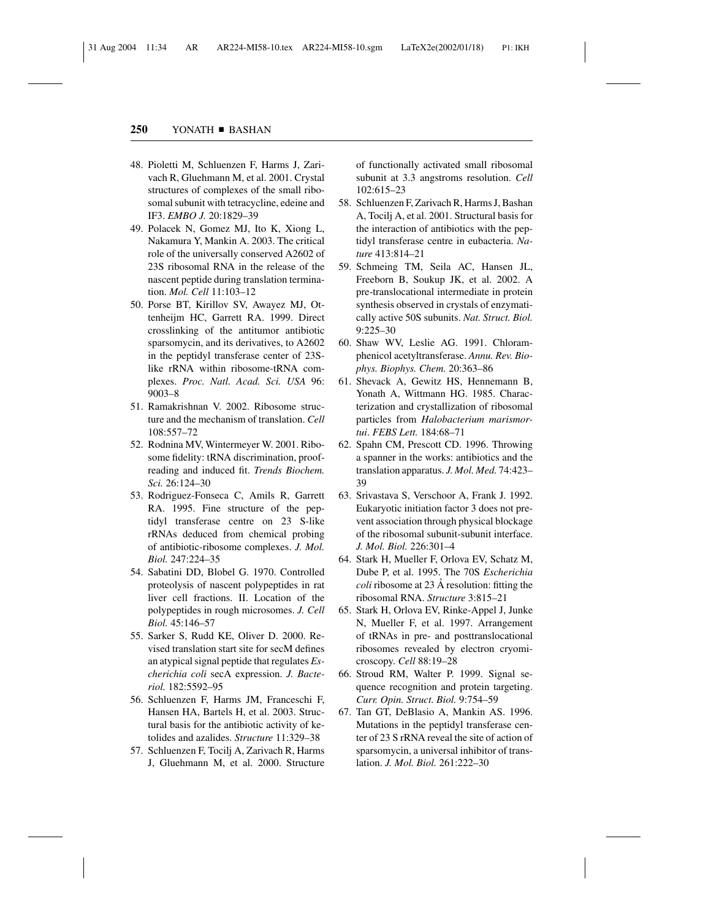48. Pioletti M, Schluenzen F, Harms J, Zarivach R, Gluehmann M, et al. 2001. Crystal structures of complexes of the small ribosomal subunit with tetracycline, edeine and IF3. *EMBO J.* 20:1829–39
49. Polacek N, Gomez MJ, Ito K, Xiong L, Nakamura Y, Mankin A. 2003. The critical role of the universally conserved A2602 of 23S ribosomal RNA in the release of the nascent peptide during translation termination. *Mol. Cell* 11:103–12
50. Porse BT, Kirillov SV, Awayez MJ, Ottenheijm HC, Garrett RA. 1999. Direct crosslinking of the antitumor antibiotic sparsomycin, and its derivatives, to A2602 in the peptidyl transferase center of 23S-like rRNA within ribosome-tRNA complexes. *Proc. Natl. Acad. Sci. USA* 96: 9003–8
51. Ramakrishnan V. 2002. Ribosome structure and the mechanism of translation. *Cell* 108:557–72
52. Rodnina MV, Wintermeyer W. 2001. Ribosome fidelity: tRNA discrimination, proofreading and induced fit. *Trends Biochem. Sci.* 26:124–30
53. Rodriguez-Fonseca C, Amils R, Garrett RA. 1995. Fine structure of the peptidyl transferase centre on 23 S-like rRNAs deduced from chemical probing of antibiotic-ribosome complexes. *J. Mol. Biol.* 247:224–35
54. Sabatini DD, Blobel G. 1970. Controlled proteolysis of nascent polypeptides in rat liver cell fractions. II. Location of the polypeptides in rough microsomes. *J. Cell Biol.* 45:146–57
55. Sarker S, Rudd KE, Oliver D. 2000. Revised translation start site for secM defines an atypical signal peptide that regulates *Escherichia coli* secA expression. *J. Bacteriol.* 182:5592–95
56. Schluenzen F, Harms JM, Franceschi F, Hansen HA, Bartels H, et al. 2003. Structural basis for the antibiotic activity of ketolides and azalides. *Structure* 11:329–38
57. Schluenzen F, Tocilj A, Zarivach R, Harms J, Gluehmann M, et al. 2000. Structure of functionally activated small ribosomal subunit at 3.3 angstroms resolution. *Cell* 102:615–23
58. Schluenzen F, Zarivach R, Harms J, Bashan A, Tocilj A, et al. 2001. Structural basis for the interaction of antibiotics with the peptidyl transferase centre in eubacteria. *Nature* 413:814–21
59. Schmeing TM, Seila AC, Hansen JL, Freeborn B, Soukup JK, et al. 2002. A pre-translocational intermediate in protein synthesis observed in crystals of enzymatically active 50S subunits. *Nat. Struct. Biol.* 9:225–30
60. Shaw WV, Leslie AG. 1991. Chloramphenicol acetyltransferase. *Annu. Rev. Biophys. Biophys. Chem.* 20:363–86
61. Shevack A, Gewitz HS, Hennemann B, Yonath A, Wittmann HG. 1985. Characterization and crystallization of ribosomal particles from *Halobacterium marismortui*. *FEBS Lett.* 184:68–71
62. Spahn CM, Prescott CD. 1996. Throwing a spanner in the works: antibiotics and the translation apparatus. *J. Mol. Med.* 74:423–39
63. Srivastava S, Verschoor A, Frank J. 1992. Eukaryotic initiation factor 3 does not prevent association through physical blockage of the ribosomal subunit-subunit interface. *J. Mol. Biol.* 226:301–4
64. Stark H, Mueller F, Orlova EV, Schatz M, Dube P, et al. 1995. The 70S *Escherichia coli* ribosome at 23 Å resolution: fitting the ribosomal RNA. *Structure* 3:815–21
65. Stark H, Orlova EV, Rinke-Appel J, Junke N, Mueller F, et al. 1997. Arrangement of tRNAs in pre- and posttranslocational ribosomes revealed by electron cryomicroscopy. *Cell* 88:19–28
66. Stroud RM, Walter P. 1999. Signal sequence recognition and protein targeting. *Curr. Opin. Struct. Biol.* 9:754–59
67. Tan GT, DeBlasio A, Mankin AS. 1996. Mutations in the peptidyl transferase center of 23 S rRNA reveal the site of action of sparsomycin, a universal inhibitor of translation. *J. Mol. Biol.* 261:222–30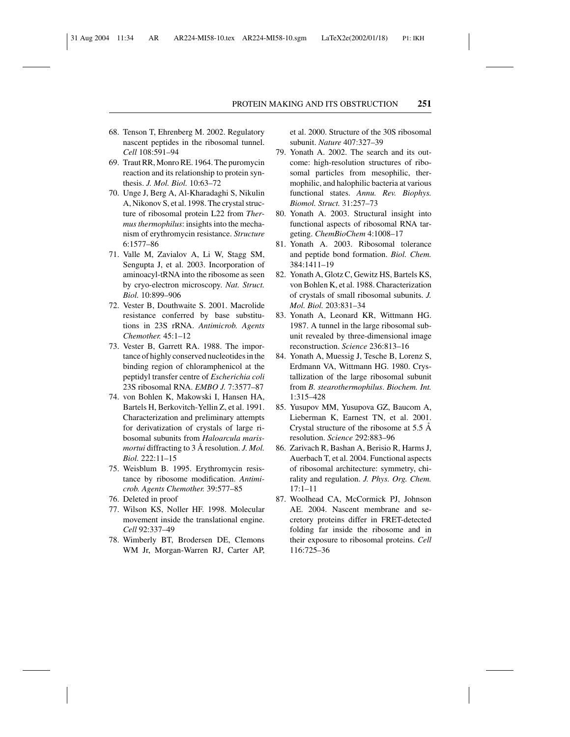68. Tenson T, Ehrenberg M. 2002. Regulatory nascent peptides in the ribosomal tunnel. *Cell* 108:591–94
69. Traut RR, Monro RE. 1964. The puromycin reaction and its relationship to protein synthesis. *J. Mol. Biol.* 10:63–72
70. Unge J, Berg A, Al-Kharadaghi S, Nikulin A, Nikonov S, et al. 1998. The crystal structure of ribosomal protein L22 from *Thermus thermophilus*: insights into the mechanism of erythromycin resistance. *Structure* 6:1577–86
71. Valle M, Zavialov A, Li W, Stagg SM, Sengupta J, et al. 2003. Incorporation of aminoacyl-tRNA into the ribosome as seen by cryo-electron microscopy. *Nat. Struct. Biol.* 10:899–906
72. Vester B, Douthwaite S. 2001. Macrolide resistance conferred by base substitutions in 23S rRNA. *Antimicrob. Agents Chemother.* 45:1–12
73. Vester B, Garrett RA. 1988. The importance of highly conserved nucleotides in the binding region of chloramphenicol at the peptidyl transfer centre of *Escherichia coli* 23S ribosomal RNA. *EMBO J.* 7:3577–87
74. von Bohlen K, Makowski I, Hansen HA, Bartels H, Berkovitch-Yellin Z, et al. 1991. Characterization and preliminary attempts for derivatization of crystals of large ribosomal subunits from *Haloarcula marismortui* diffracting to 3 Å resolution. *J. Mol. Biol.* 222:11–15
75. Weisblum B. 1995. Erythromycin resistance by ribosome modification. *Antimicrob. Agents Chemother.* 39:577–85
76. Deleted in proof
77. Wilson KS, Noller HF. 1998. Molecular movement inside the translational engine. *Cell* 92:337–49
78. Wimberly BT, Brodersen DE, Clemons WM Jr, Morgan-Warren RJ, Carter AP, et al. 2000. Structure of the 30S ribosomal subunit. *Nature* 407:327–39
79. Yonath A. 2002. The search and its outcome: high-resolution structures of ribosomal particles from mesophilic, thermophilic, and halophilic bacteria at various functional states. *Annu. Rev. Biophys. Biomol. Struct.* 31:257–73
80. Yonath A. 2003. Structural insight into functional aspects of ribosomal RNA targeting. *ChemBioChem* 4:1008–17
81. Yonath A. 2003. Ribosomal tolerance and peptide bond formation. *Biol. Chem.* 384:1411–19
82. Yonath A, Glotz C, Gewitz HS, Bartels KS, von Bohlen K, et al. 1988. Characterization of crystals of small ribosomal subunits. *J. Mol. Biol.* 203:831–34
83. Yonath A, Leonard KR, Wittmann HG. 1987. A tunnel in the large ribosomal subunit revealed by three-dimensional image reconstruction. *Science* 236:813–16
84. Yonath A, Muessig J, Tesche B, Lorenz S, Erdmann VA, Wittmann HG. 1980. Crystallization of the large ribosomal subunit from *B. stearothermophilus*. *Biochem. Int.* 1:315–428
85. Yusupov MM, Yusupova GZ, Baucom A, Lieberman K, Earnest TN, et al. 2001. Crystal structure of the ribosome at 5.5 Å resolution. *Science* 292:883–96
86. Zarivach R, Bashan A, Berisio R, Harms J, Auerbach T, et al. 2004. Functional aspects of ribosomal architecture: symmetry, chirality and regulation. *J. Phys. Org. Chem.* 17:1–11
87. Woolhead CA, McCormick PJ, Johnson AE. 2004. Nascent membrane and secretory proteins differ in FRET-detected folding far inside the ribosome and in their exposure to ribosomal proteins. *Cell* 116:725–36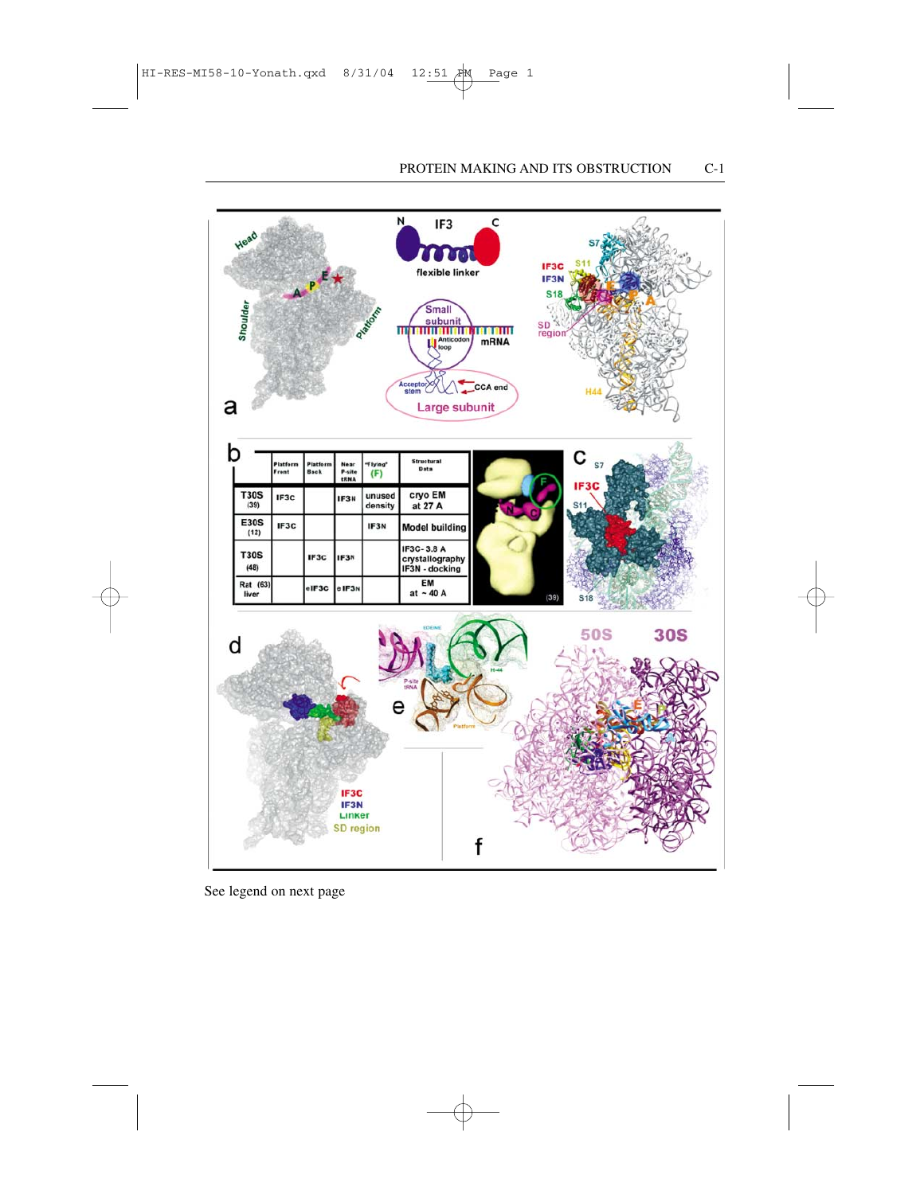| | Platform Front | Platform Back | Near P-site tRNA | "Flying" (F) | Structural Data |
|---|---|---|---|---|---|
| T30S (39) | IF3C | | IF3N | unused density | cryo EM at 27 A |
| E30S (12) | IF3C | | | IF3N | Model building |
| T30S (48) | | IF3C | IF3N | | IF3C- 3.8 A crystallography IF3N - docking |
| Rat (63) liver | | eIF3C | eIF3N | | EM at ~ 40 A |

See legend on next page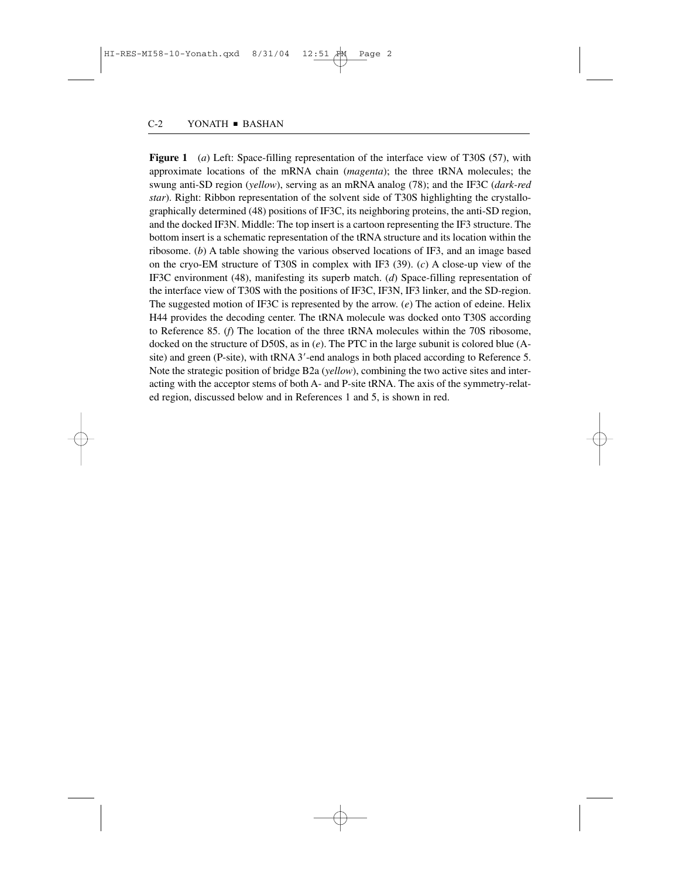**Figure 1** (*a*) Left: Space-filling representation of the interface view of T30S (57), with approximate locations of the mRNA chain (*magenta*); the three tRNA molecules; the swung anti-SD region (*yellow*), serving as an mRNA analog (78); and the IF3C (*dark-red star*). Right: Ribbon representation of the solvent side of T30S highlighting the crystallographically determined (48) positions of IF3C, its neighboring proteins, the anti-SD region, and the docked IF3N. Middle: The top insert is a cartoon representing the IF3 structure. The bottom insert is a schematic representation of the tRNA structure and its location within the ribosome. (*b*) A table showing the various observed locations of IF3, and an image based on the cryo-EM structure of T30S in complex with IF3 (39). (*c*) A close-up view of the IF3C environment (48), manifesting its superb match. (*d*) Space-filling representation of the interface view of T30S with the positions of IF3C, IF3N, IF3 linker, and the SD-region. The suggested motion of IF3C is represented by the arrow. (*e*) The action of edeine. Helix H44 provides the decoding center. The tRNA molecule was docked onto T30S according to Reference 85. (*f*) The location of the three tRNA molecules within the 70S ribosome, docked on the structure of D50S, as in (*e*). The PTC in the large subunit is colored blue (A-site) and green (P-site), with tRNA 3′-end analogs in both placed according to Reference 5. Note the strategic position of bridge B2a (*yellow*), combining the two active sites and interacting with the acceptor stems of both A- and P-site tRNA. The axis of the symmetry-related region, discussed below and in References 1 and 5, is shown in red.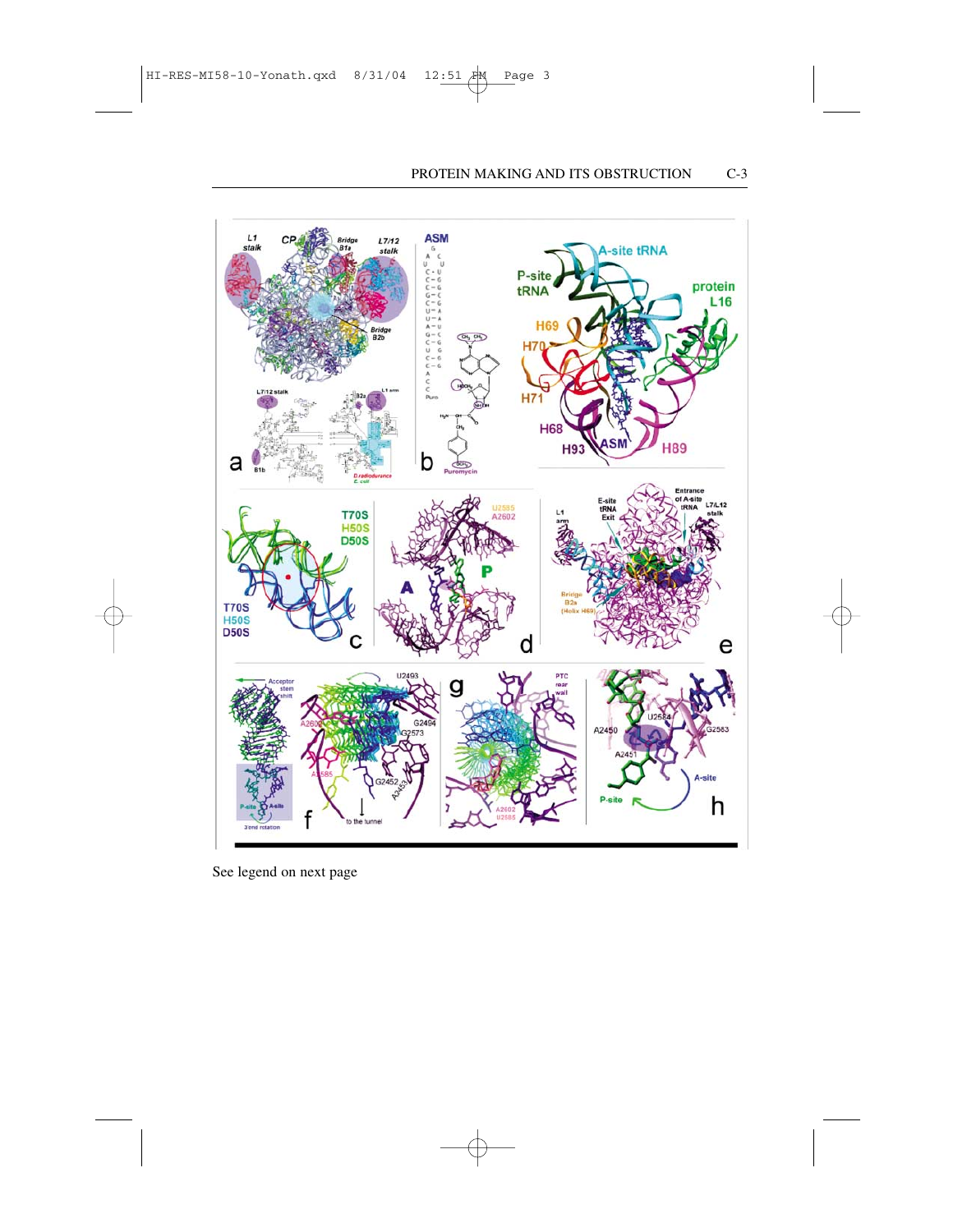See legend on next page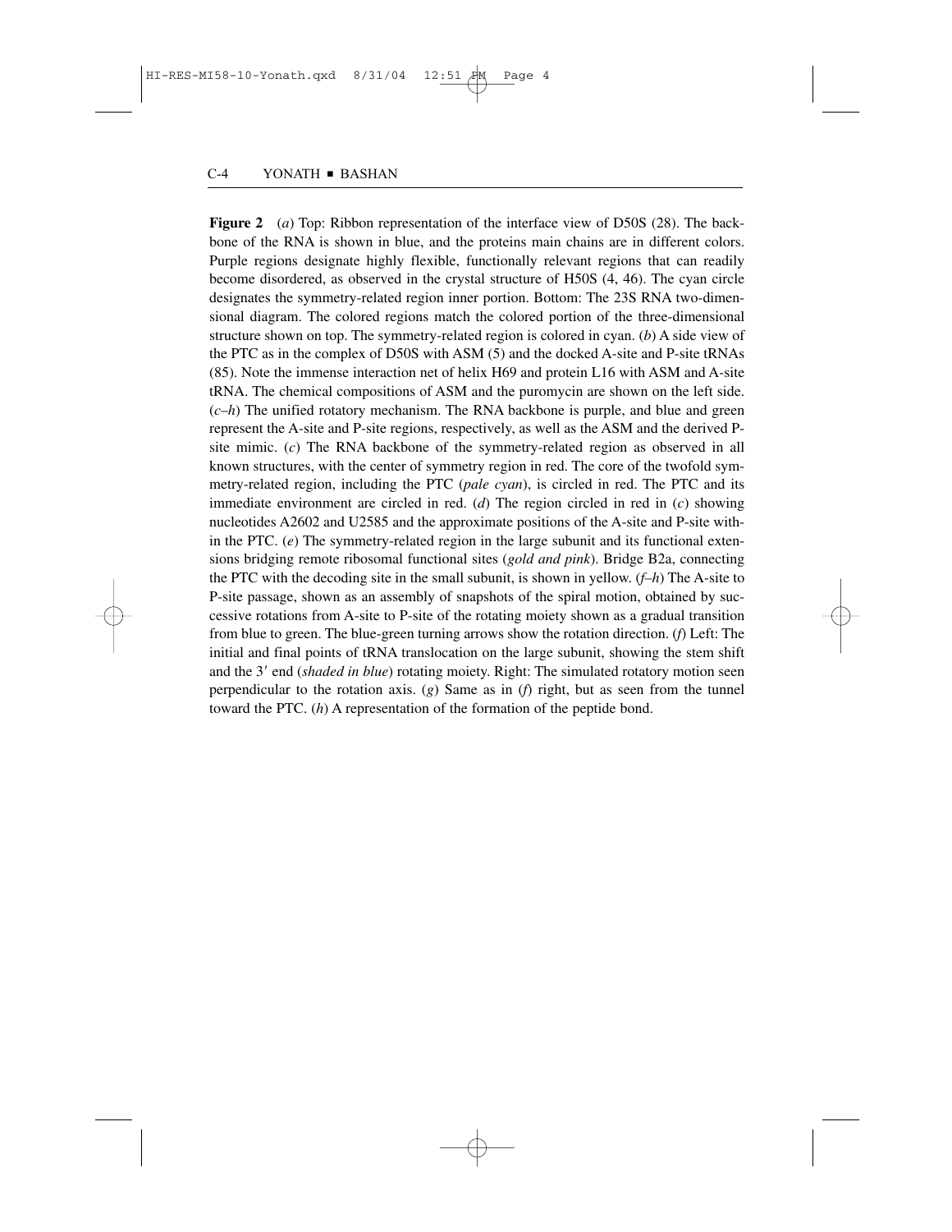**Figure 2** (*a*) Top: Ribbon representation of the interface view of D50S (28). The backbone of the RNA is shown in blue, and the proteins main chains are in different colors. Purple regions designate highly flexible, functionally relevant regions that can readily become disordered, as observed in the crystal structure of H50S (4, 46). The cyan circle designates the symmetry-related region inner portion. Bottom: The 23S RNA two-dimensional diagram. The colored regions match the colored portion of the three-dimensional structure shown on top. The symmetry-related region is colored in cyan. (*b*) A side view of the PTC as in the complex of D50S with ASM (5) and the docked A-site and P-site tRNAs (85). Note the immense interaction net of helix H69 and protein L16 with ASM and A-site tRNA. The chemical compositions of ASM and the puromycin are shown on the left side. (*c–h*) The unified rotatory mechanism. The RNA backbone is purple, and blue and green represent the A-site and P-site regions, respectively, as well as the ASM and the derived P-site mimic. (*c*) The RNA backbone of the symmetry-related region as observed in all known structures, with the center of symmetry region in red. The core of the twofold symmetry-related region, including the PTC (*pale cyan*), is circled in red. The PTC and its immediate environment are circled in red. (*d*) The region circled in red in (*c*) showing nucleotides A2602 and U2585 and the approximate positions of the A-site and P-site within the PTC. (*e*) The symmetry-related region in the large subunit and its functional extensions bridging remote ribosomal functional sites (*gold and pink*). Bridge B2a, connecting the PTC with the decoding site in the small subunit, is shown in yellow. (*f–h*) The A-site to P-site passage, shown as an assembly of snapshots of the spiral motion, obtained by successive rotations from A-site to P-site of the rotating moiety shown as a gradual transition from blue to green. The blue-green turning arrows show the rotation direction. (*f*) Left: The initial and final points of tRNA translocation on the large subunit, showing the stem shift and the 3′ end (*shaded in blue*) rotating moiety. Right: The simulated rotatory motion seen perpendicular to the rotation axis. (*g*) Same as in (*f*) right, but as seen from the tunnel toward the PTC. (*h*) A representation of the formation of the peptide bond.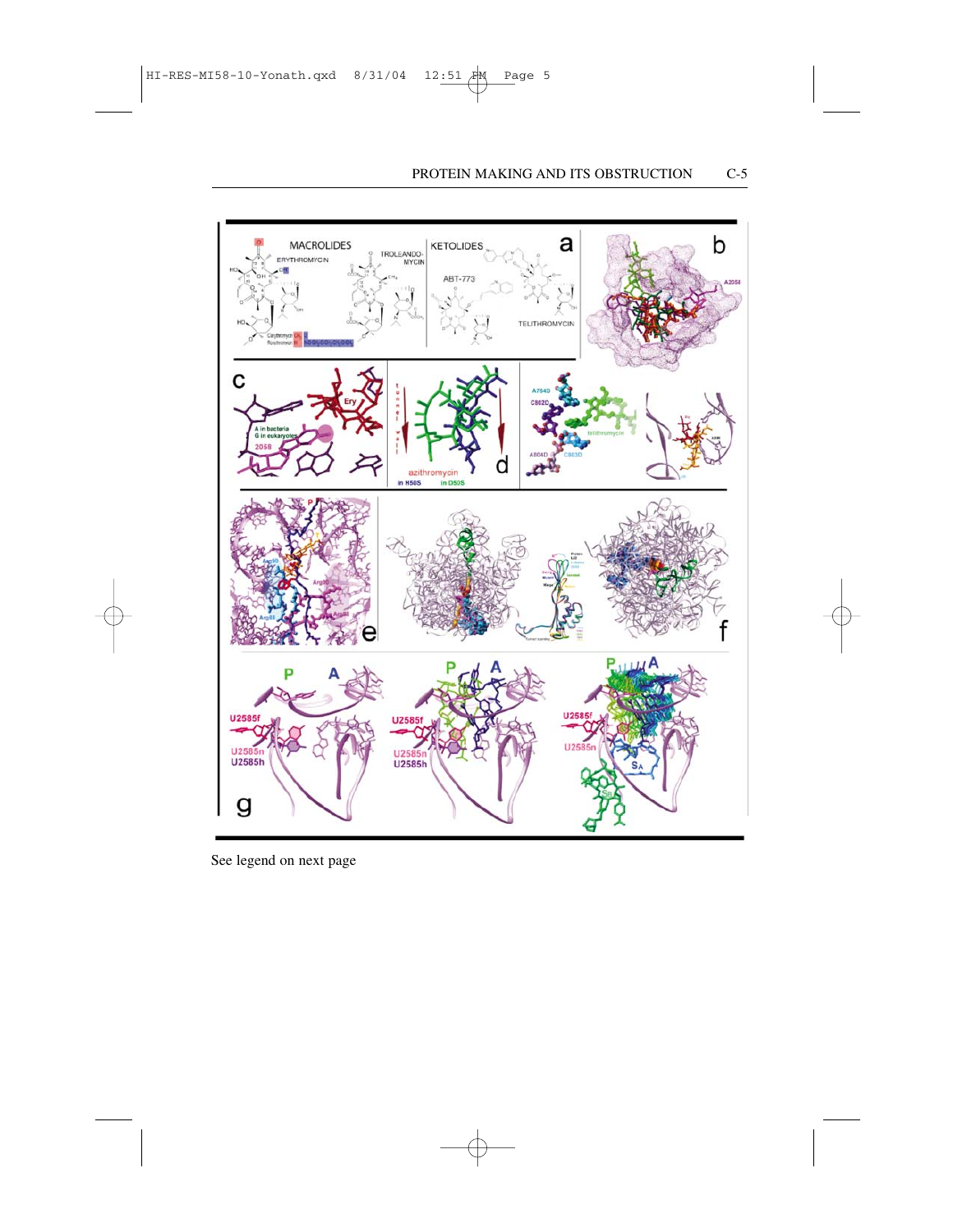See legend on next page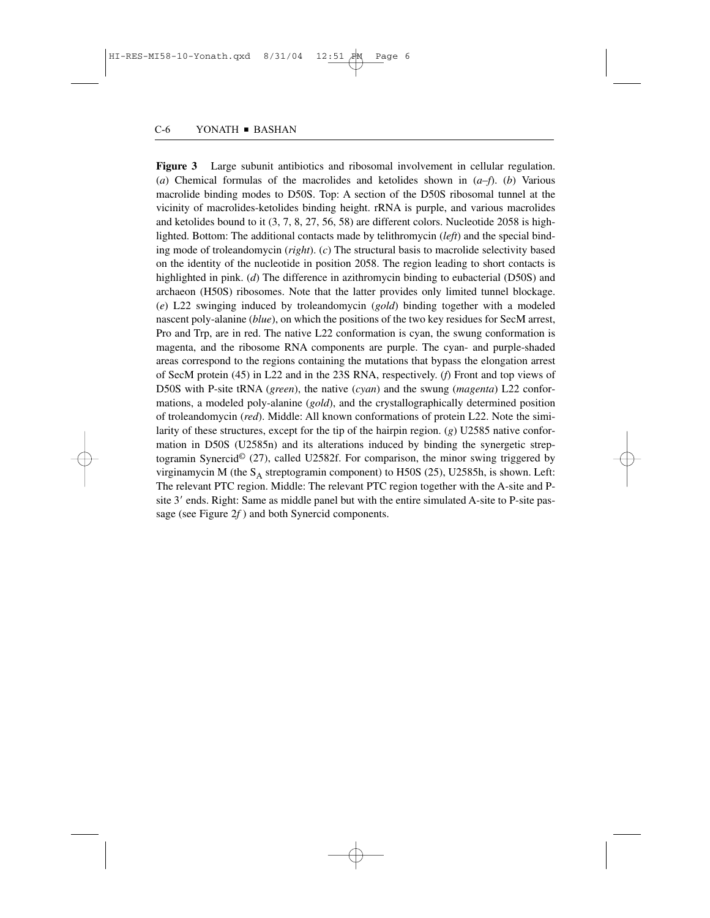**Figure 3** Large subunit antibiotics and ribosomal involvement in cellular regulation. (*a*) Chemical formulas of the macrolides and ketolides shown in (*a–f*). (*b*) Various macrolide binding modes to D50S. Top: A section of the D50S ribosomal tunnel at the vicinity of macrolides-ketolides binding height. rRNA is purple, and various macrolides and ketolides bound to it (3, 7, 8, 27, 56, 58) are different colors. Nucleotide 2058 is highlighted. Bottom: The additional contacts made by telithromycin (*left*) and the special binding mode of troleandomycin (*right*). (*c*) The structural basis to macrolide selectivity based on the identity of the nucleotide in position 2058. The region leading to short contacts is highlighted in pink. (*d*) The difference in azithromycin binding to eubacterial (D50S) and archaeon (H50S) ribosomes. Note that the latter provides only limited tunnel blockage. (*e*) L22 swinging induced by troleandomycin (*gold*) binding together with a modeled nascent poly-alanine (*blue*), on which the positions of the two key residues for SecM arrest, Pro and Trp, are in red. The native L22 conformation is cyan, the swung conformation is magenta, and the ribosome RNA components are purple. The cyan- and purple-shaded areas correspond to the regions containing the mutations that bypass the elongation arrest of SecM protein (45) in L22 and in the 23S RNA, respectively. (*f*) Front and top views of D50S with P-site tRNA (*green*), the native (*cyan*) and the swung (*magenta*) L22 conformations, a modeled poly-alanine (*gold*), and the crystallographically determined position of troleandomycin (*red*). Middle: All known conformations of protein L22. Note the similarity of these structures, except for the tip of the hairpin region. (*g*) U2585 native conformation in D50S (U2585n) and its alterations induced by binding the synergetic streptogramin Synercid© (27), called U2582f. For comparison, the minor swing triggered by virginamycin M (the $S_A$ streptogramin component) to H50S (25), U2585h, is shown. Left: The relevant PTC region. Middle: The relevant PTC region together with the A-site and P-site 3′ ends. Right: Same as middle panel but with the entire simulated A-site to P-site passage (see Figure 2*f*) and both Synercid components.